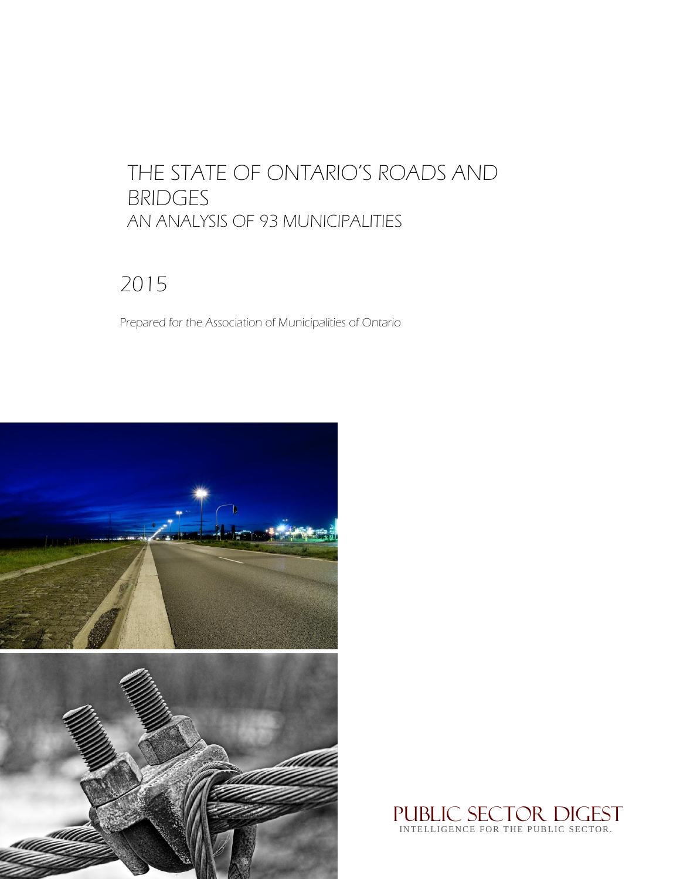# THE STATE OF ONTARIO'S ROADS AND BRIDGES

## AN ANALYSIS OF 93 MUNICIPALITIES

2015

*Prepared for the Association of Municipalities of Ontario*

PUBLIC SECTOR DIGEST

INTELLIGENCE FOR THE PUBLIC SECTOR.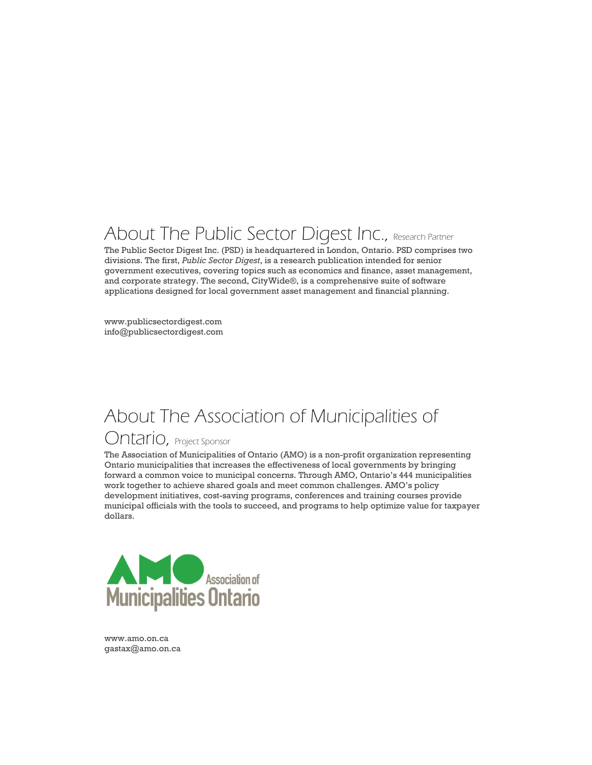## About The Public Sector Digest Inc., Research Partner

The Public Sector Digest Inc. (PSD) is headquartered in London, Ontario. PSD comprises two divisions. The first, *Public Sector Digest*, is a research publication intended for senior government executives, covering topics such as economics and finance, asset management, and corporate strategy. The second, CityWide®, is a comprehensive suite of software applications designed for local government asset management and financial planning.

www.publicsectordigest.com
info@publicsectordigest.com

## About The Association of Municipalities of Ontario, Project Sponsor

The Association of Municipalities of Ontario (AMO) is a non-profit organization representing Ontario municipalities that increases the effectiveness of local governments by bringing forward a common voice to municipal concerns. Through AMO, Ontario's 444 municipalities work together to achieve shared goals and meet common challenges. AMO's policy development initiatives, cost-saving programs, conferences and training courses provide municipal officials with the tools to succeed, and programs to help optimize value for taxpayer dollars.

AMO Association of Municipalities Ontario

www.amo.on.ca
gastax@amo.on.ca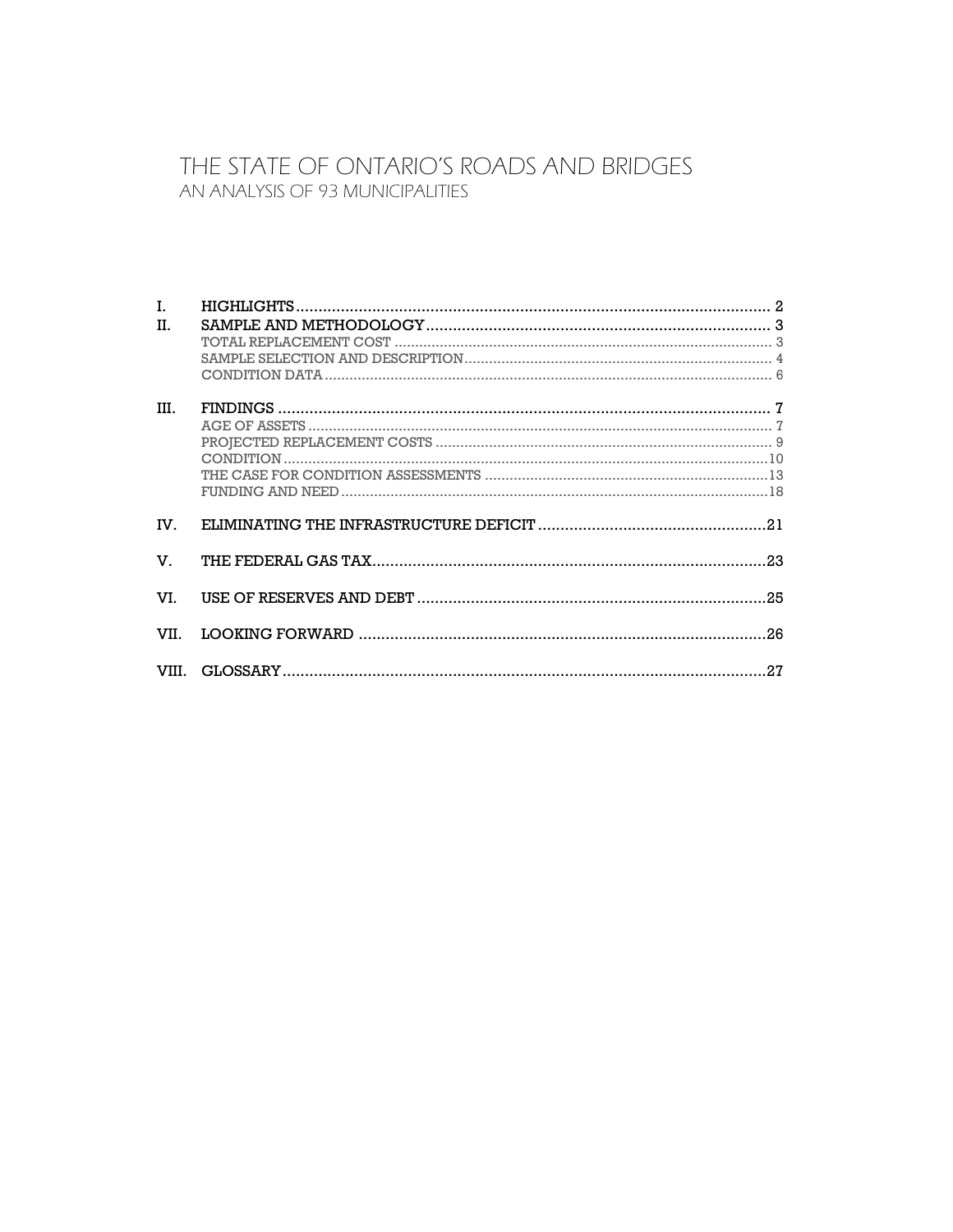# THE STATE OF ONTARIO'S ROADS AND BRIDGES

## AN ANALYSIS OF 93 MUNICIPALITIES

I. HIGHLIGHTS .......... 2

II. SAMPLE AND METHODOLOGY .......... 3

- TOTAL REPLACEMENT COST .......... 3
- SAMPLE SELECTION AND DESCRIPTION .......... 4
- CONDITION DATA .......... 6

III. FINDINGS .......... 7

- AGE OF ASSETS .......... 7
- PROJECTED REPLACEMENT COSTS .......... 9
- CONDITION .......... 10
- THE CASE FOR CONDITION ASSESSMENTS .......... 13
- FUNDING AND NEED .......... 18

IV. ELIMINATING THE INFRASTRUCTURE DEFICIT .......... 21

V. THE FEDERAL GAS TAX .......... 23

VI. USE OF RESERVES AND DEBT .......... 25

VII. LOOKING FORWARD .......... 26

VIII. GLOSSARY .......... 27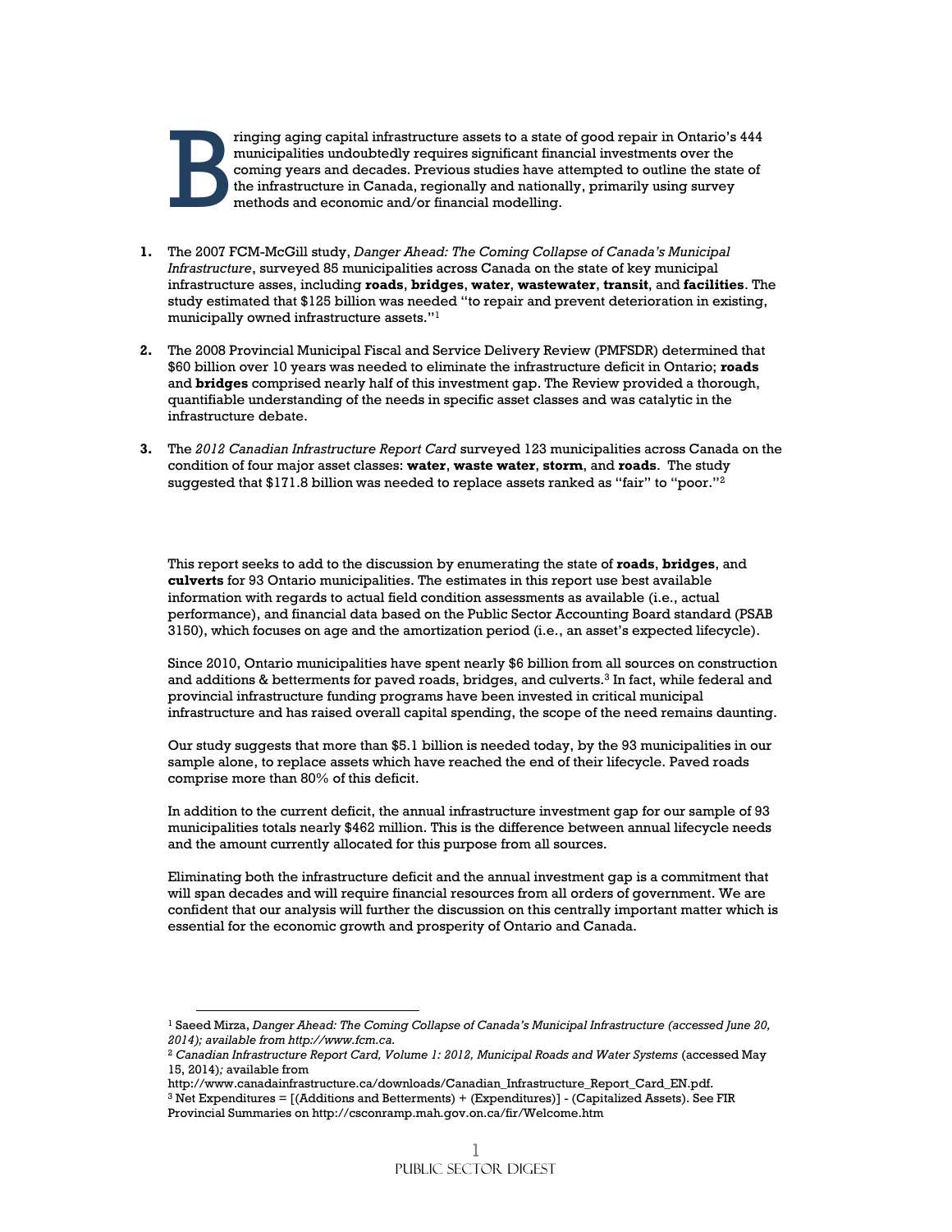Bringing aging capital infrastructure assets to a state of good repair in Ontario's 444 municipalities undoubtedly requires significant financial investments over the coming years and decades. Previous studies have attempted to outline the state of the infrastructure in Canada, regionally and nationally, primarily using survey methods and economic and/or financial modelling.

1. The 2007 FCM-McGill study, *Danger Ahead: The Coming Collapse of Canada's Municipal Infrastructure*, surveyed 85 municipalities across Canada on the state of key municipal infrastructure asses, including **roads**, **bridges**, **water**, **wastewater**, **transit**, and **facilities**. The study estimated that $125 billion was needed "to repair and prevent deterioration in existing, municipally owned infrastructure assets."[1]

2. The 2008 Provincial Municipal Fiscal and Service Delivery Review (PMFSDR) determined that $60 billion over 10 years was needed to eliminate the infrastructure deficit in Ontario; **roads** and **bridges** comprised nearly half of this investment gap. The Review provided a thorough, quantifiable understanding of the needs in specific asset classes and was catalytic in the infrastructure debate.

3. The *2012 Canadian Infrastructure Report Card* surveyed 123 municipalities across Canada on the condition of four major asset classes: **water**, **waste water**, **storm**, and **roads**. The study suggested that $171.8 billion was needed to replace assets ranked as "fair" to "poor."[2]

This report seeks to add to the discussion by enumerating the state of **roads**, **bridges**, and **culverts** for 93 Ontario municipalities. The estimates in this report use best available information with regards to actual field condition assessments as available (i.e., actual performance), and financial data based on the Public Sector Accounting Board standard (PSAB 3150), which focuses on age and the amortization period (i.e., an asset's expected lifecycle).

Since 2010, Ontario municipalities have spent nearly $6 billion from all sources on construction and additions & betterments for paved roads, bridges, and culverts.[3] In fact, while federal and provincial infrastructure funding programs have been invested in critical municipal infrastructure and has raised overall capital spending, the scope of the need remains daunting.

Our study suggests that more than $5.1 billion is needed today, by the 93 municipalities in our sample alone, to replace assets which have reached the end of their lifecycle. Paved roads comprise more than 80% of this deficit.

In addition to the current deficit, the annual infrastructure investment gap for our sample of 93 municipalities totals nearly $462 million. This is the difference between annual lifecycle needs and the amount currently allocated for this purpose from all sources.

Eliminating both the infrastructure deficit and the annual investment gap is a commitment that will span decades and will require financial resources from all orders of government. We are confident that our analysis will further the discussion on this centrally important matter which is essential for the economic growth and prosperity of Ontario and Canada.

---

[1] Saeed Mirza, *Danger Ahead: The Coming Collapse of Canada's Municipal Infrastructure (accessed June 20, 2014); available from http://www.fcm.ca.*

[2] *Canadian Infrastructure Report Card, Volume 1: 2012, Municipal Roads and Water Systems* (accessed May 15, 2014)*;* available from http://www.canadainfrastructure.ca/downloads/Canadian_Infrastructure_Report_Card_EN.pdf.

[3] Net Expenditures = [(Additions and Betterments) + (Expenditures)] - (Capitalized Assets). See FIR Provincial Summaries on http://csconramp.mah.gov.on.ca/fir/Welcome.htm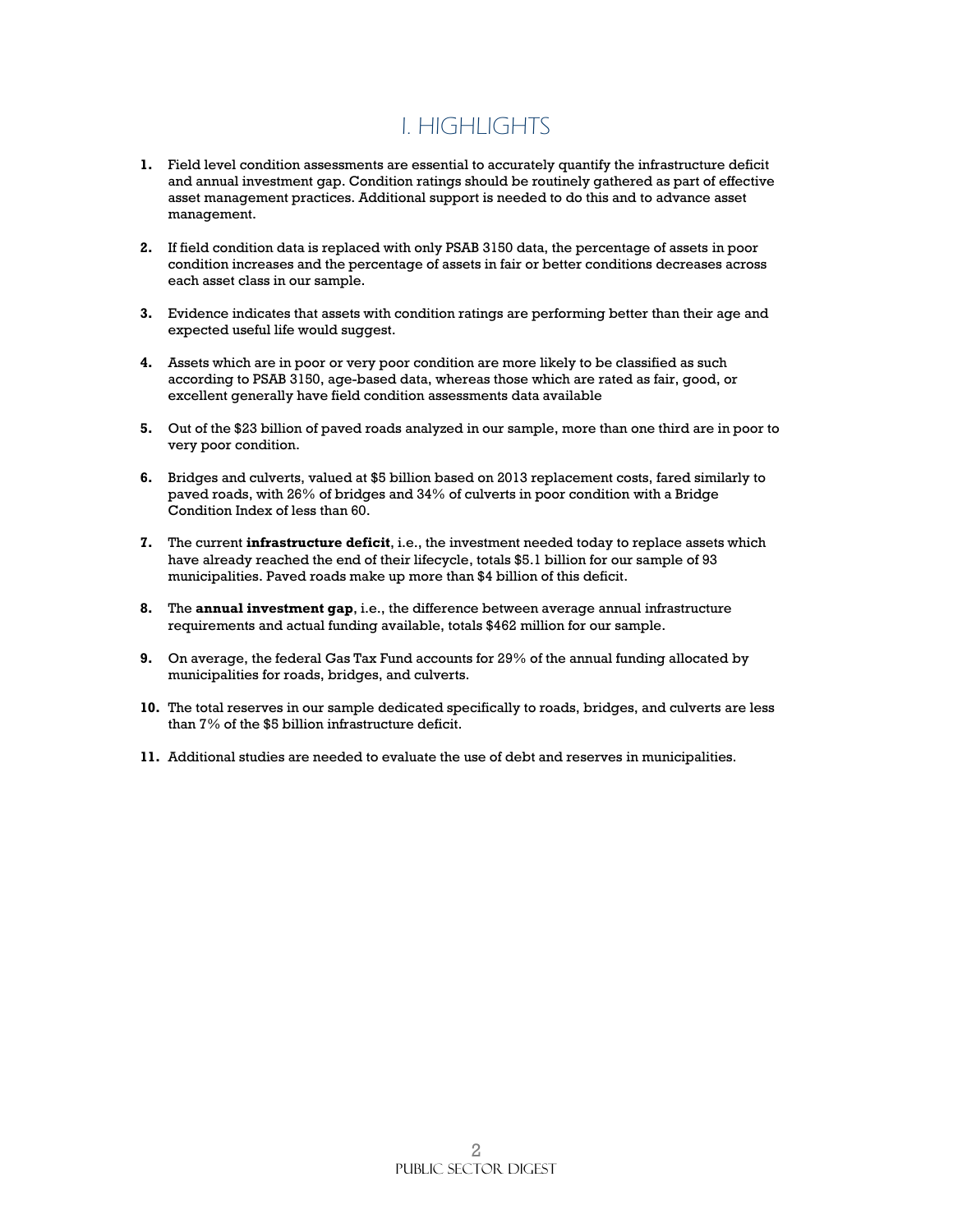# I. HIGHLIGHTS

1. Field level condition assessments are essential to accurately quantify the infrastructure deficit and annual investment gap. Condition ratings should be routinely gathered as part of effective asset management practices. Additional support is needed to do this and to advance asset management.

2. If field condition data is replaced with only PSAB 3150 data, the percentage of assets in poor condition increases and the percentage of assets in fair or better conditions decreases across each asset class in our sample.

3. Evidence indicates that assets with condition ratings are performing better than their age and expected useful life would suggest.

4. Assets which are in poor or very poor condition are more likely to be classified as such according to PSAB 3150, age-based data, whereas those which are rated as fair, good, or excellent generally have field condition assessments data available

5. Out of the $23 billion of paved roads analyzed in our sample, more than one third are in poor to very poor condition.

6. Bridges and culverts, valued at $5 billion based on 2013 replacement costs, fared similarly to paved roads, with 26% of bridges and 34% of culverts in poor condition with a Bridge Condition Index of less than 60.

7. The current **infrastructure deficit**, i.e., the investment needed today to replace assets which have already reached the end of their lifecycle, totals $5.1 billion for our sample of 93 municipalities. Paved roads make up more than $4 billion of this deficit.

8. The **annual investment gap**, i.e., the difference between average annual infrastructure requirements and actual funding available, totals $462 million for our sample.

9. On average, the federal Gas Tax Fund accounts for 29% of the annual funding allocated by municipalities for roads, bridges, and culverts.

10. The total reserves in our sample dedicated specifically to roads, bridges, and culverts are less than 7% of the $5 billion infrastructure deficit.

11. Additional studies are needed to evaluate the use of debt and reserves in municipalities.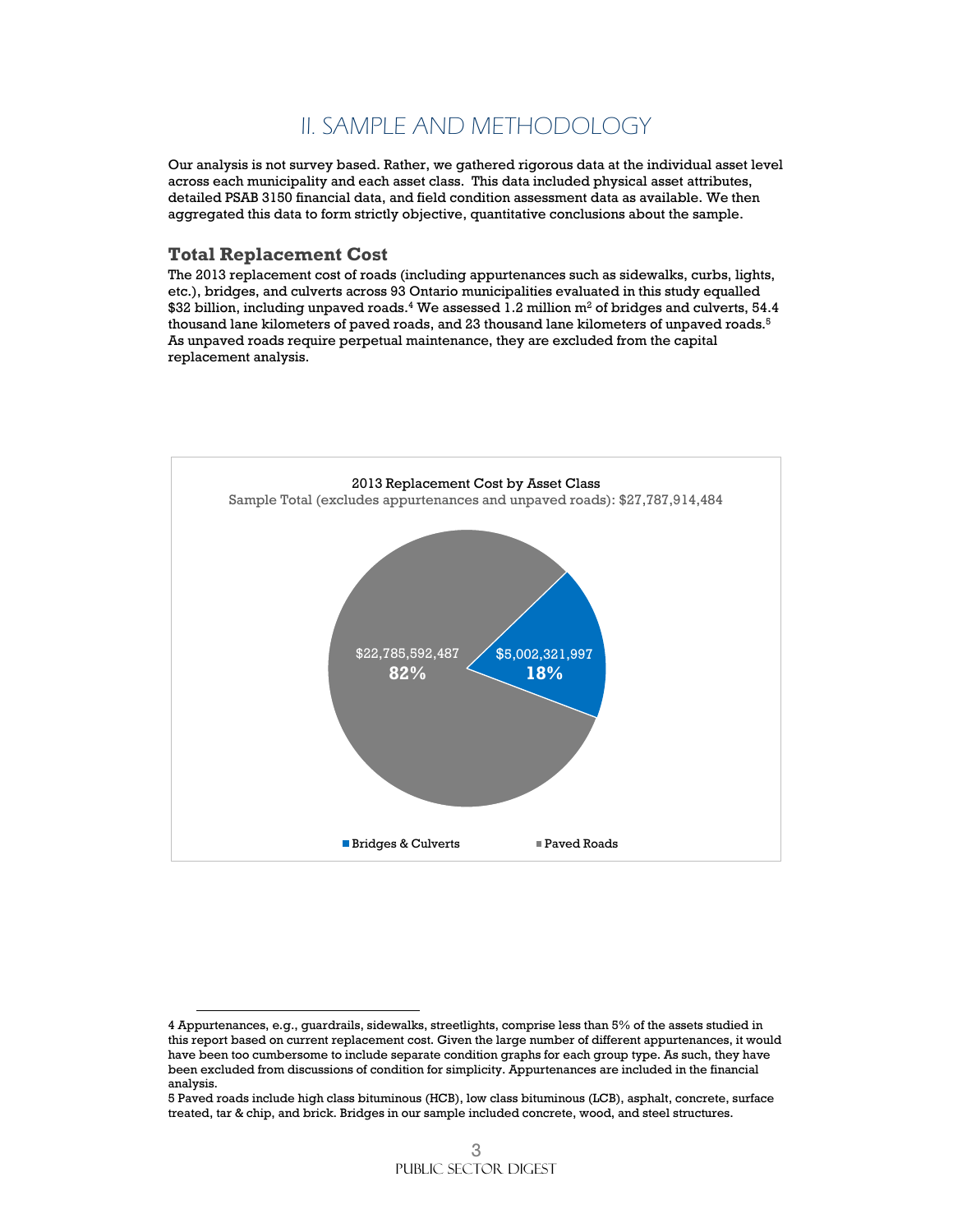# II. SAMPLE AND METHODOLOGY

Our analysis is not survey based. Rather, we gathered rigorous data at the individual asset level across each municipality and each asset class. This data included physical asset attributes, detailed PSAB 3150 financial data, and field condition assessment data as available. We then aggregated this data to form strictly objective, quantitative conclusions about the sample.

## Total Replacement Cost

The 2013 replacement cost of roads (including appurtenances such as sidewalks, curbs, lights, etc.), bridges, and culverts across 93 Ontario municipalities evaluated in this study equalled $32 billion, including unpaved roads.[4] We assessed 1.2 million $m^2$ of bridges and culverts, 54.4 thousand lane kilometers of paved roads, and 23 thousand lane kilometers of unpaved roads.[5] As unpaved roads require perpetual maintenance, they are excluded from the capital replacement analysis.

2013 Replacement Cost by Asset Class

Sample Total (excludes appurtenances and unpaved roads): $27,787,914,484

| Asset Class | Replacement Cost | Share |
|---|---|---|
| Bridges & Culverts | $5,002,321,997 | 18% |
| Paved Roads | $22,785,592,487 | 82% |

---

4 Appurtenances, e.g., guardrails, sidewalks, streetlights, comprise less than 5% of the assets studied in this report based on current replacement cost. Given the large number of different appurtenances, it would have been too cumbersome to include separate condition graphs for each group type. As such, they have been excluded from discussions of condition for simplicity. Appurtenances are included in the financial analysis.

5 Paved roads include high class bituminous (HCB), low class bituminous (LCB), asphalt, concrete, surface treated, tar & chip, and brick. Bridges in our sample included concrete, wood, and steel structures.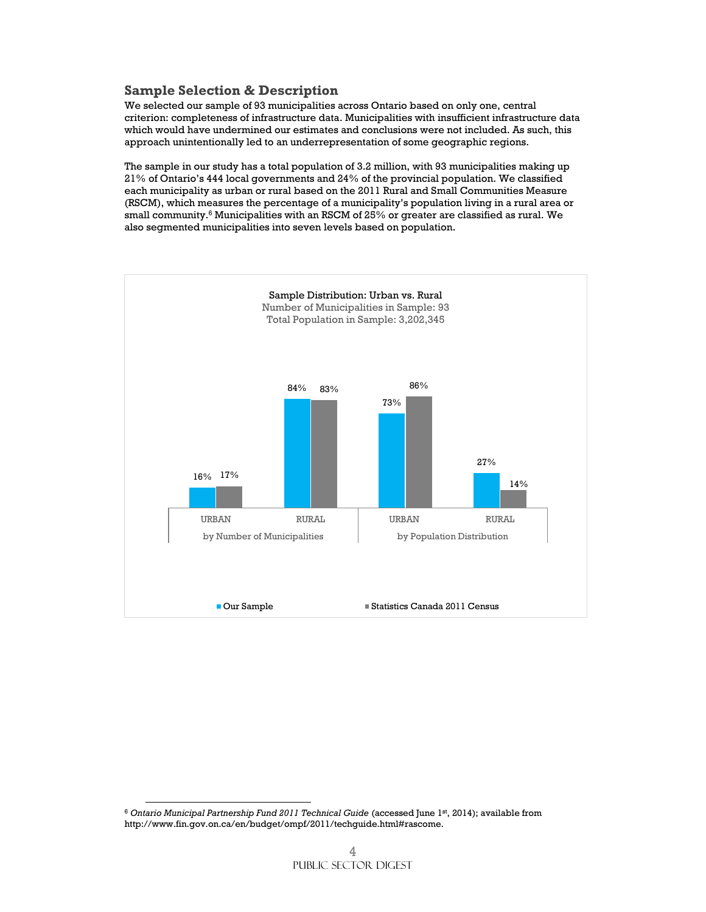## Sample Selection & Description

We selected our sample of 93 municipalities across Ontario based on only one, central criterion: completeness of infrastructure data. Municipalities with insufficient infrastructure data which would have undermined our estimates and conclusions were not included. As such, this approach unintentionally led to an underrepresentation of some geographic regions.

The sample in our study has a total population of 3.2 million, with 93 municipalities making up 21% of Ontario's 444 local governments and 24% of the provincial population. We classified each municipality as urban or rural based on the 2011 Rural and Small Communities Measure (RSCM), which measures the percentage of a municipality's population living in a rural area or small community.[6] Municipalities with an RSCM of 25% or greater are classified as rural. We also segmented municipalities into seven levels based on population.

**Sample Distribution: Urban vs. Rural**
Number of Municipalities in Sample: 93
Total Population in Sample: 3,202,345

| | by Number of Municipalities | | by Population Distribution | |
|---|---|---|---|---|
| | URBAN | RURAL | URBAN | RURAL |
| Our Sample | 16% | 84% | 73% | 27% |
| Statistics Canada 2011 Census | 17% | 83% | 86% | 14% |

---

[6] *Ontario Municipal Partnership Fund 2011 Technical Guide* (accessed June 1st, 2014); available from http://www.fin.gov.on.ca/en/budget/ompf/2011/techguide.html#rascome.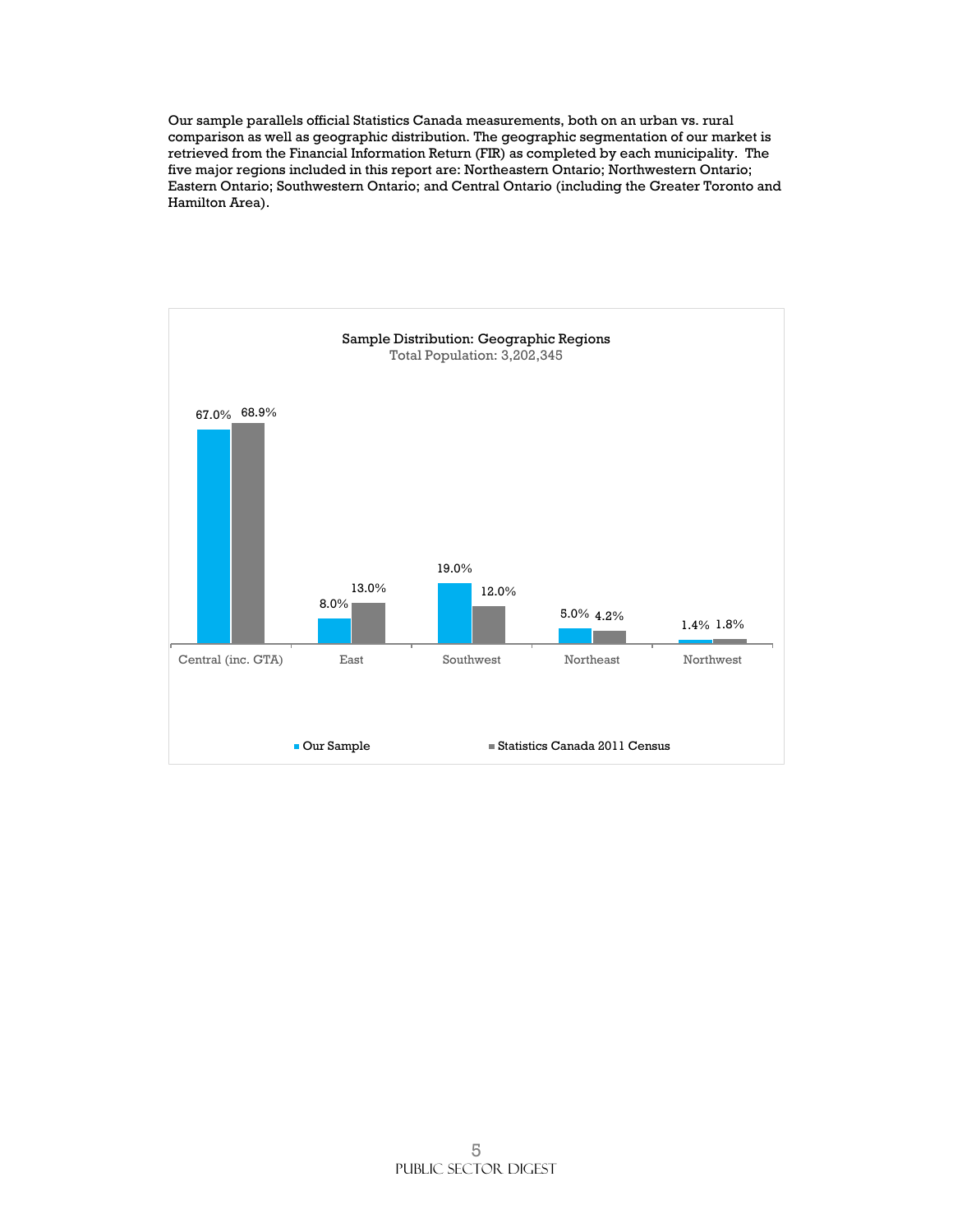Our sample parallels official Statistics Canada measurements, both on an urban vs. rural comparison as well as geographic distribution. The geographic segmentation of our market is retrieved from the Financial Information Return (FIR) as completed by each municipality. The five major regions included in this report are: Northeastern Ontario; Northwestern Ontario; Eastern Ontario; Southwestern Ontario; and Central Ontario (including the Greater Toronto and Hamilton Area).

**Sample Distribution: Geographic Regions**
Total Population: 3,202,345

| Region | Our Sample | Statistics Canada 2011 Census |
|---|---|---|
| Central (inc. GTA) | 67.0% | 68.9% |
| East | 8.0% | 13.0% |
| Southwest | 19.0% | 12.0% |
| Northeast | 5.0% | 4.2% |
| Northwest | 1.4% | 1.8% |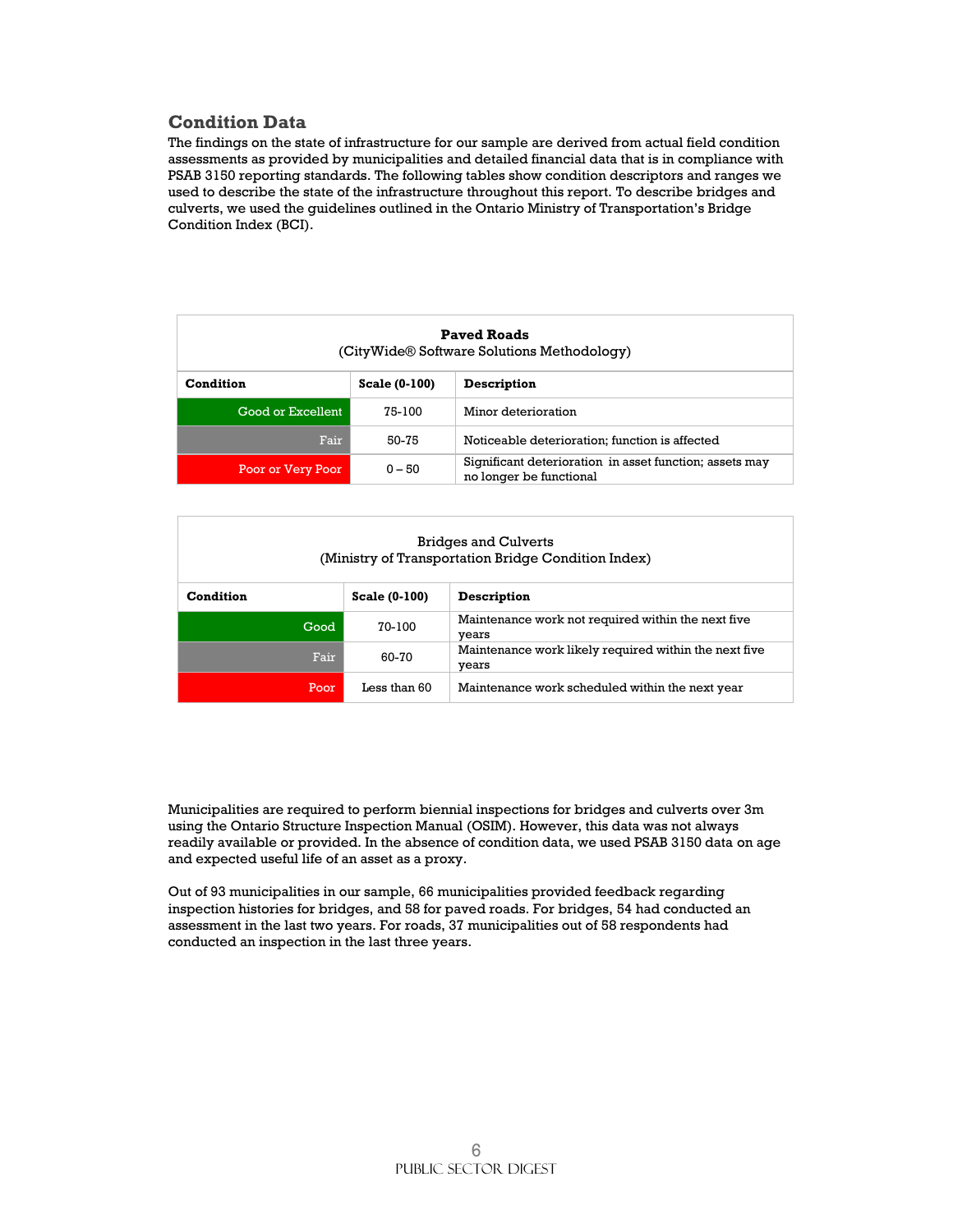## Condition Data

The findings on the state of infrastructure for our sample are derived from actual field condition assessments as provided by municipalities and detailed financial data that is in compliance with PSAB 3150 reporting standards. The following tables show condition descriptors and ranges we used to describe the state of the infrastructure throughout this report. To describe bridges and culverts, we used the guidelines outlined in the Ontario Ministry of Transportation's Bridge Condition Index (BCI).

**Paved Roads**
(CityWide® Software Solutions Methodology)

| Condition | Scale (0-100) | Description |
|---|---|---|
| Good or Excellent | 75-100 | Minor deterioration |
| Fair | 50-75 | Noticeable deterioration; function is affected |
| Poor or Very Poor | 0 – 50 | Significant deterioration in asset function; assets may no longer be functional |

Bridges and Culverts
(Ministry of Transportation Bridge Condition Index)

| Condition | Scale (0-100) | Description |
|---|---|---|
| Good | 70-100 | Maintenance work not required within the next five years |
| Fair | 60-70 | Maintenance work likely required within the next five years |
| Poor | Less than 60 | Maintenance work scheduled within the next year |

Municipalities are required to perform biennial inspections for bridges and culverts over 3m using the Ontario Structure Inspection Manual (OSIM). However, this data was not always readily available or provided. In the absence of condition data, we used PSAB 3150 data on age and expected useful life of an asset as a proxy.

Out of 93 municipalities in our sample, 66 municipalities provided feedback regarding inspection histories for bridges, and 58 for paved roads. For bridges, 54 had conducted an assessment in the last two years. For roads, 37 municipalities out of 58 respondents had conducted an inspection in the last three years.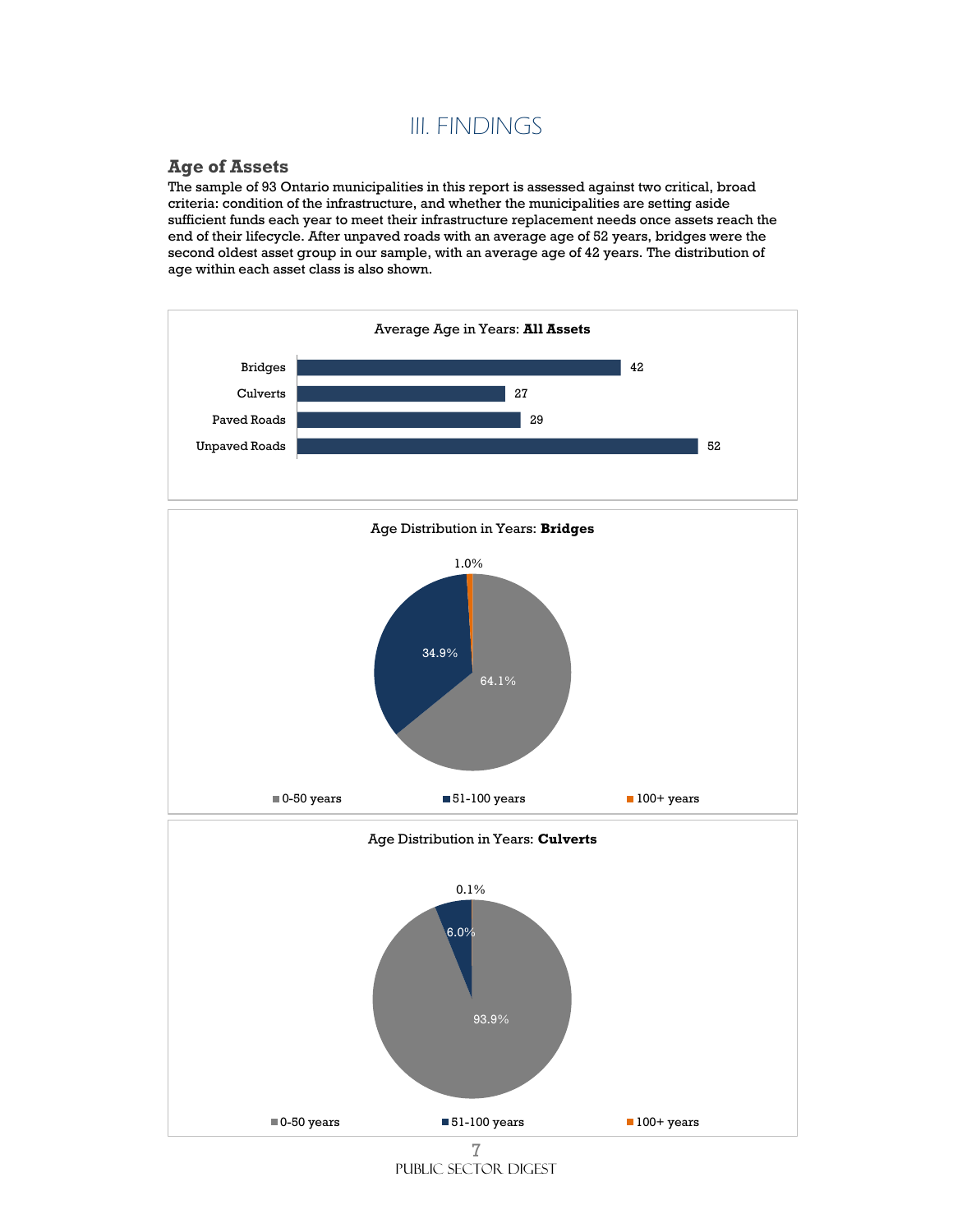# III. FINDINGS

## Age of Assets

The sample of 93 Ontario municipalities in this report is assessed against two critical, broad criteria: condition of the infrastructure, and whether the municipalities are setting aside sufficient funds each year to meet their infrastructure replacement needs once assets reach the end of their lifecycle. After unpaved roads with an average age of 52 years, bridges were the second oldest asset group in our sample, with an average age of 42 years. The distribution of age within each asset class is also shown.

Average Age in Years: **All Assets**

| Asset | Average Age (Years) |
| --- | --- |
| Bridges | 42 |
| Culverts | 27 |
| Paved Roads | 29 |
| Unpaved Roads | 52 |

Age Distribution in Years: **Bridges**

| Age | Share |
| --- | --- |
| 0-50 years | 64.1% |
| 51-100 years | 34.9% |
| 100+ years | 1.0% |

Age Distribution in Years: **Culverts**

| Age | Share |
| --- | --- |
| 0-50 years | 93.9% |
| 51-100 years | 6.0% |
| 100+ years | 0.1% |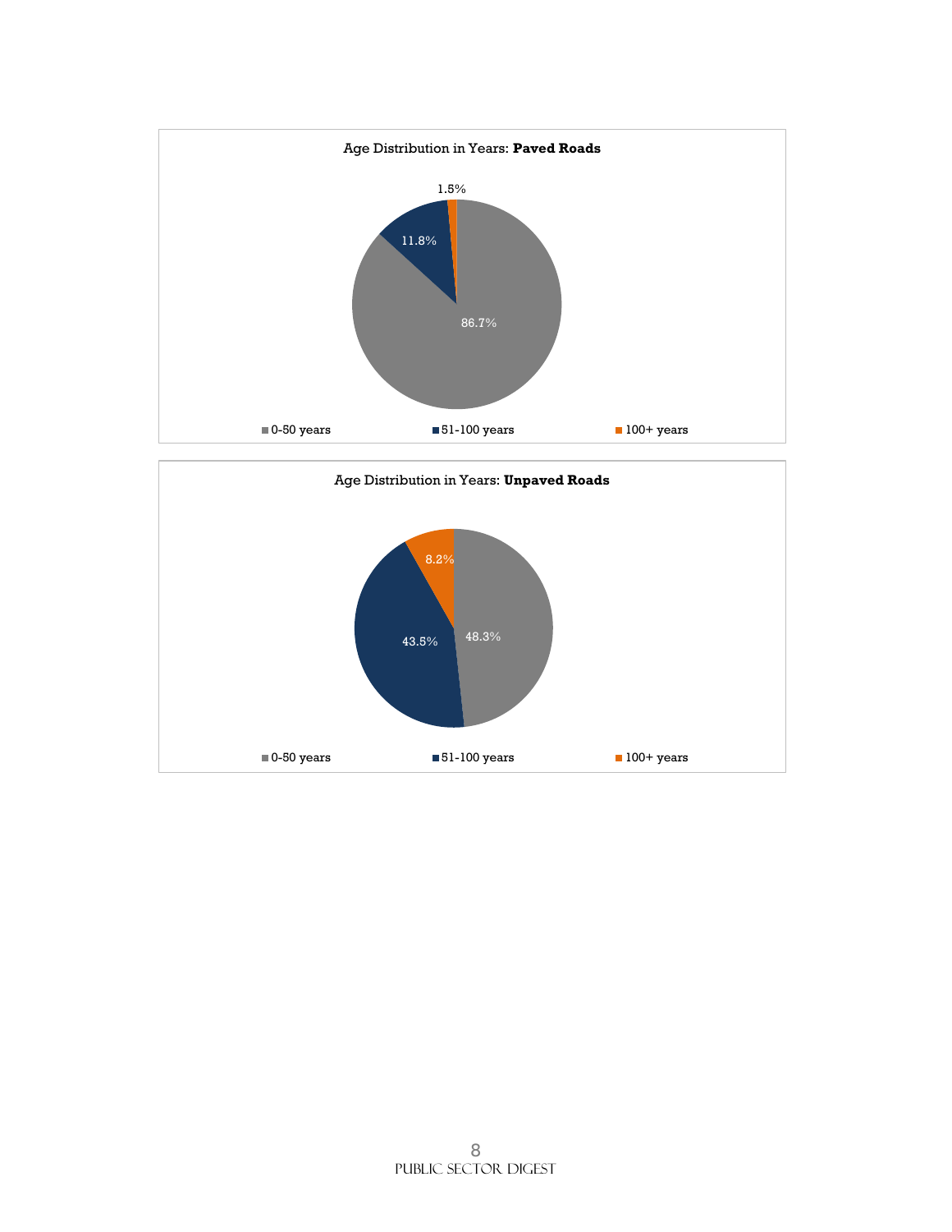Age Distribution in Years: **Paved Roads**

| Age | Percentage |
| --- | --- |
| 0-50 years | 86.7% |
| 51-100 years | 11.8% |
| 100+ years | 1.5% |

Age Distribution in Years: **Unpaved Roads**

| Age | Percentage |
| --- | --- |
| 0-50 years | 48.3% |
| 51-100 years | 43.5% |
| 100+ years | 8.2% |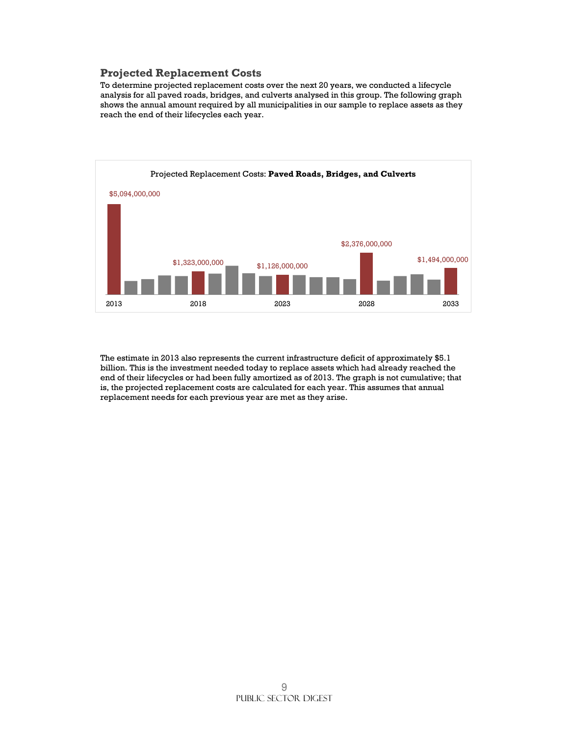## Projected Replacement Costs

To determine projected replacement costs over the next 20 years, we conducted a lifecycle analysis for all paved roads, bridges, and culverts analysed in this group. The following graph shows the annual amount required by all municipalities in our sample to replace assets as they reach the end of their lifecycles each year.

Projected Replacement Costs: **Paved Roads, Bridges, and Culverts**

| Year | Projected Replacement Cost |
| --- | --- |
| 2013 | $5,094,000,000 |
| 2018 | $1,323,000,000 |
| 2023 | $1,126,000,000 |
| 2028 | $2,376,000,000 |
| 2033 | $1,494,000,000 |

The estimate in 2013 also represents the current infrastructure deficit of approximately $5.1 billion. This is the investment needed today to replace assets which had already reached the end of their lifecycles or had been fully amortized as of 2013. The graph is not cumulative; that is, the projected replacement costs are calculated for each year. This assumes that annual replacement needs for each previous year are met as they arise.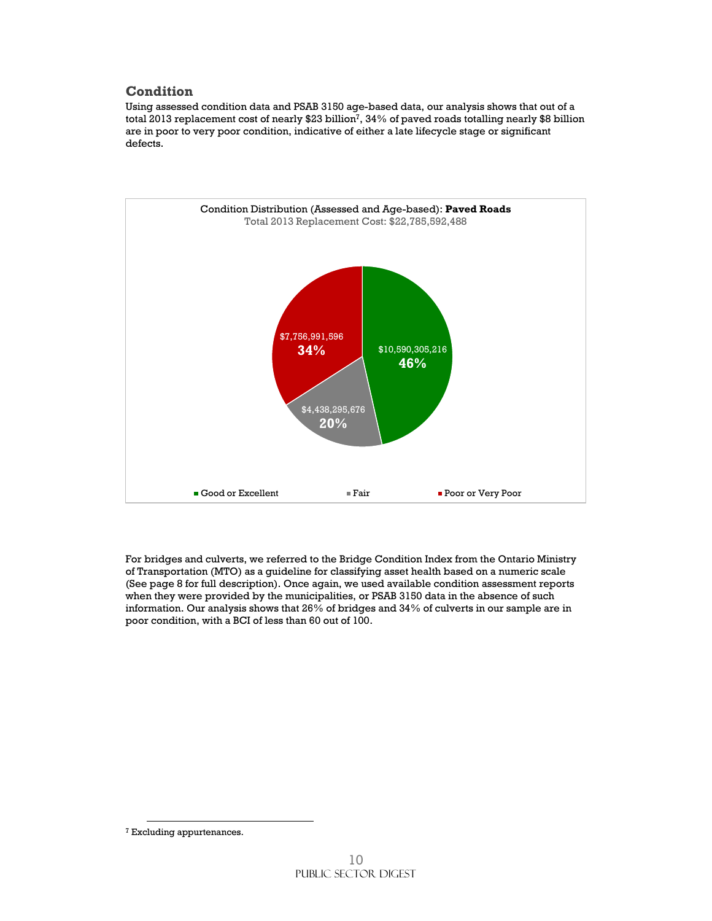## Condition

Using assessed condition data and PSAB 3150 age-based data, our analysis shows that out of a total 2013 replacement cost of nearly $23 billion[7], 34% of paved roads totalling nearly $8 billion are in poor to very poor condition, indicative of either a late lifecycle stage or significant defects.

Condition Distribution (Assessed and Age-based): **Paved Roads**
Total 2013 Replacement Cost: $22,785,592,488

| Condition | Replacement Cost | Share |
| --- | --- | --- |
| Good or Excellent | $10,590,305,216 | 46% |
| Fair | $4,438,295,676 | 20% |
| Poor or Very Poor | $7,756,991,596 | 34% |

For bridges and culverts, we referred to the Bridge Condition Index from the Ontario Ministry of Transportation (MTO) as a guideline for classifying asset health based on a numeric scale (See page 8 for full description). Once again, we used available condition assessment reports when they were provided by the municipalities, or PSAB 3150 data in the absence of such information. Our analysis shows that 26% of bridges and 34% of culverts in our sample are in poor condition, with a BCI of less than 60 out of 100.

[7] Excluding appurtenances.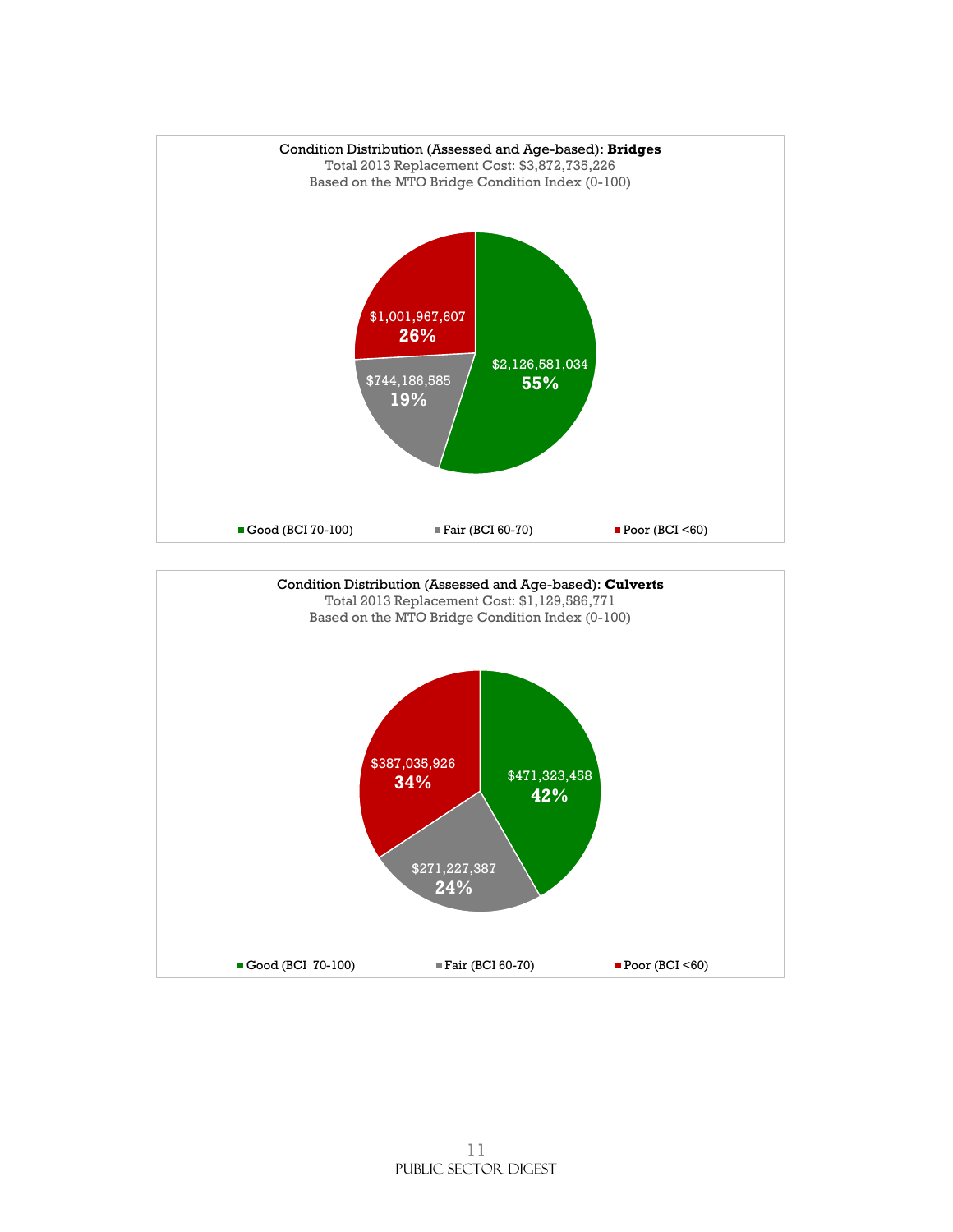**Condition Distribution (Assessed and Age-based): Bridges**

Total 2013 Replacement Cost: $3,872,735,226

Based on the MTO Bridge Condition Index (0-100)

| Condition | Replacement Cost | Percentage |
|---|---|---|
| Good (BCI 70-100) | $2,126,581,034 | 55% |
| Fair (BCI 60-70) | $744,186,585 | 19% |
| Poor (BCI <60) | $1,001,967,607 | 26% |

**Condition Distribution (Assessed and Age-based): Culverts**

Total 2013 Replacement Cost: $1,129,586,771

Based on the MTO Bridge Condition Index (0-100)

| Condition | Replacement Cost | Percentage |
|---|---|---|
| Good (BCI 70-100) | $471,323,458 | 42% |
| Fair (BCI 60-70) | $271,227,387 | 24% |
| Poor (BCI <60) | $387,035,926 | 34% |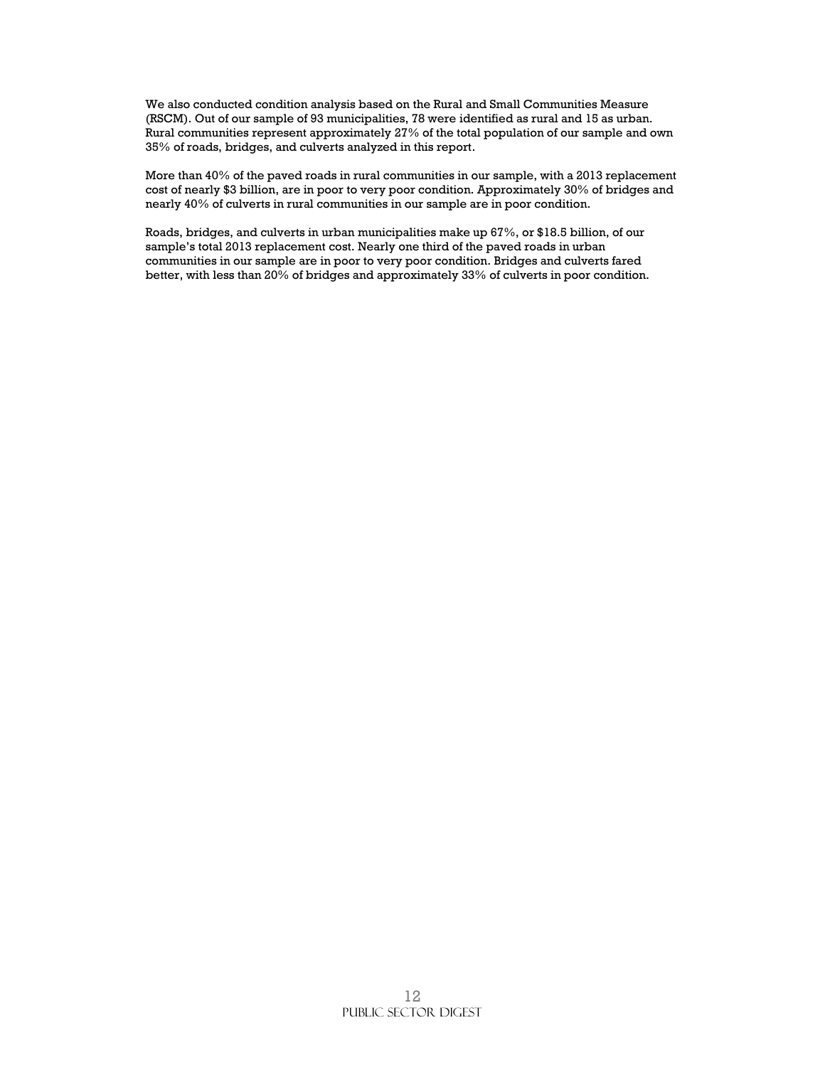We also conducted condition analysis based on the Rural and Small Communities Measure (RSCM). Out of our sample of 93 municipalities, 78 were identified as rural and 15 as urban. Rural communities represent approximately 27% of the total population of our sample and own 35% of roads, bridges, and culverts analyzed in this report.

More than 40% of the paved roads in rural communities in our sample, with a 2013 replacement cost of nearly $3 billion, are in poor to very poor condition. Approximately 30% of bridges and nearly 40% of culverts in rural communities in our sample are in poor condition.

Roads, bridges, and culverts in urban municipalities make up 67%, or $18.5 billion, of our sample's total 2013 replacement cost. Nearly one third of the paved roads in urban communities in our sample are in poor to very poor condition. Bridges and culverts fared better, with less than 20% of bridges and approximately 33% of culverts in poor condition.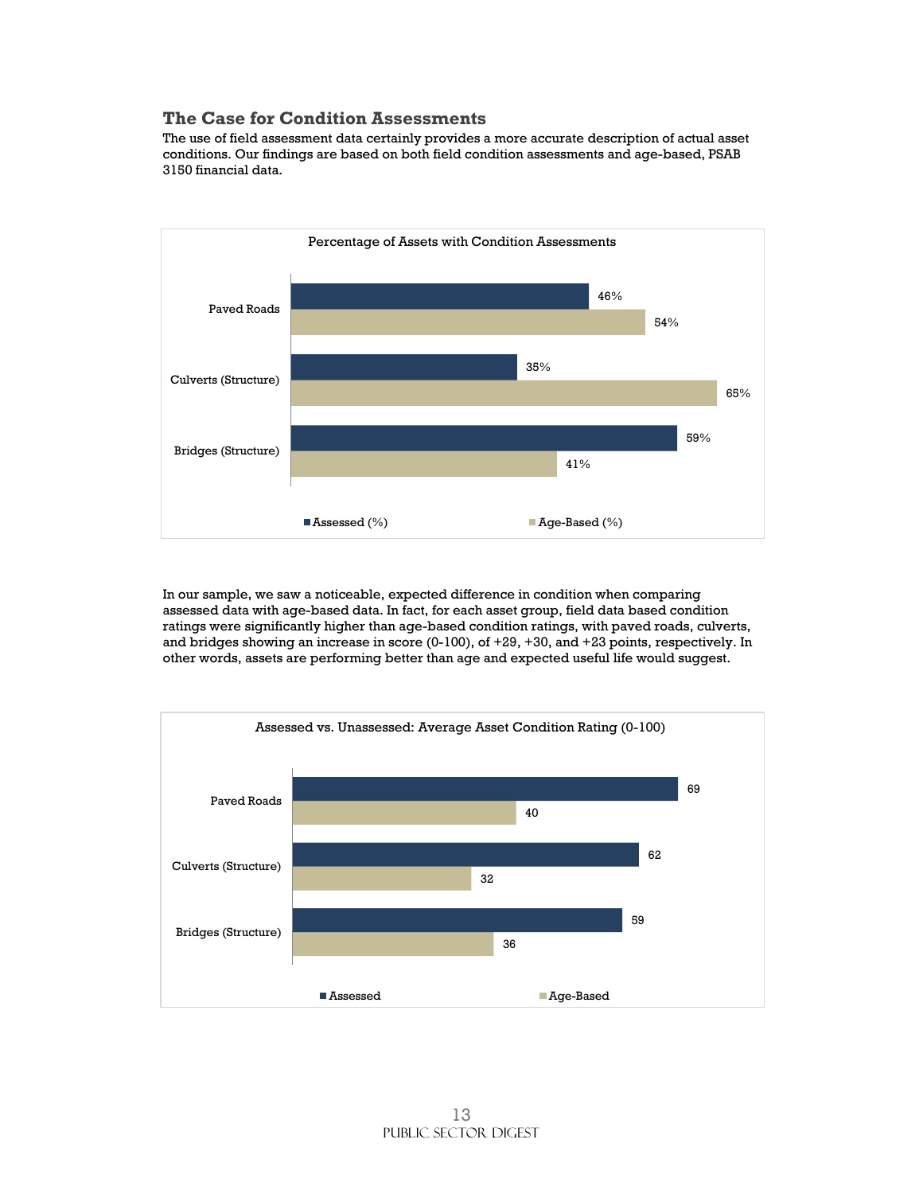## The Case for Condition Assessments

The use of field assessment data certainly provides a more accurate description of actual asset conditions. Our findings are based on both field condition assessments and age-based, PSAB 3150 financial data.

Percentage of Assets with Condition Assessments

| | Assessed (%) | Age-Based (%) |
|---|---|---|
| Paved Roads | 46% | 54% |
| Culverts (Structure) | 35% | 65% |
| Bridges (Structure) | 59% | 41% |

In our sample, we saw a noticeable, expected difference in condition when comparing assessed data with age-based data. In fact, for each asset group, field data based condition ratings were significantly higher than age-based condition ratings, with paved roads, culverts, and bridges showing an increase in score (0-100), of +29, +30, and +23 points, respectively. In other words, assets are performing better than age and expected useful life would suggest.

Assessed vs. Unassessed: Average Asset Condition Rating (0-100)

| | Assessed | Age-Based |
|---|---|---|
| Paved Roads | 69 | 40 |
| Culverts (Structure) | 62 | 32 |
| Bridges (Structure) | 59 | 36 |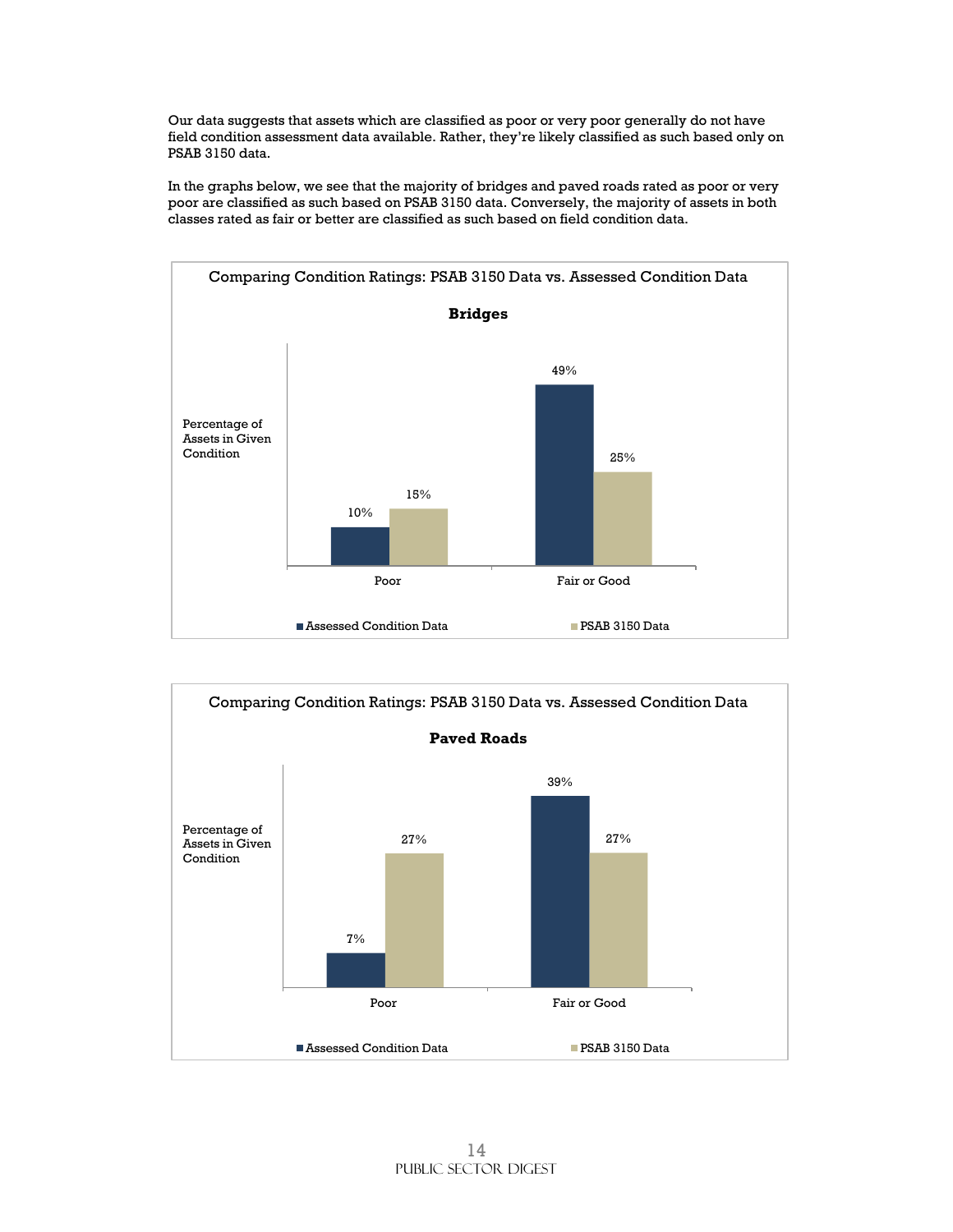Our data suggests that assets which are classified as poor or very poor generally do not have field condition assessment data available. Rather, they're likely classified as such based only on PSAB 3150 data.

In the graphs below, we see that the majority of bridges and paved roads rated as poor or very poor are classified as such based on PSAB 3150 data. Conversely, the majority of assets in both classes rated as fair or better are classified as such based on field condition data.

Comparing Condition Ratings: PSAB 3150 Data vs. Assessed Condition Data

**Bridges**

Percentage of Assets in Given Condition

| | Assessed Condition Data | PSAB 3150 Data |
|---|---|---|
| Poor | 10% | 15% |
| Fair or Good | 49% | 25% |

Comparing Condition Ratings: PSAB 3150 Data vs. Assessed Condition Data

**Paved Roads**

Percentage of Assets in Given Condition

| | Assessed Condition Data | PSAB 3150 Data |
|---|---|---|
| Poor | 7% | 27% |
| Fair or Good | 39% | 27% |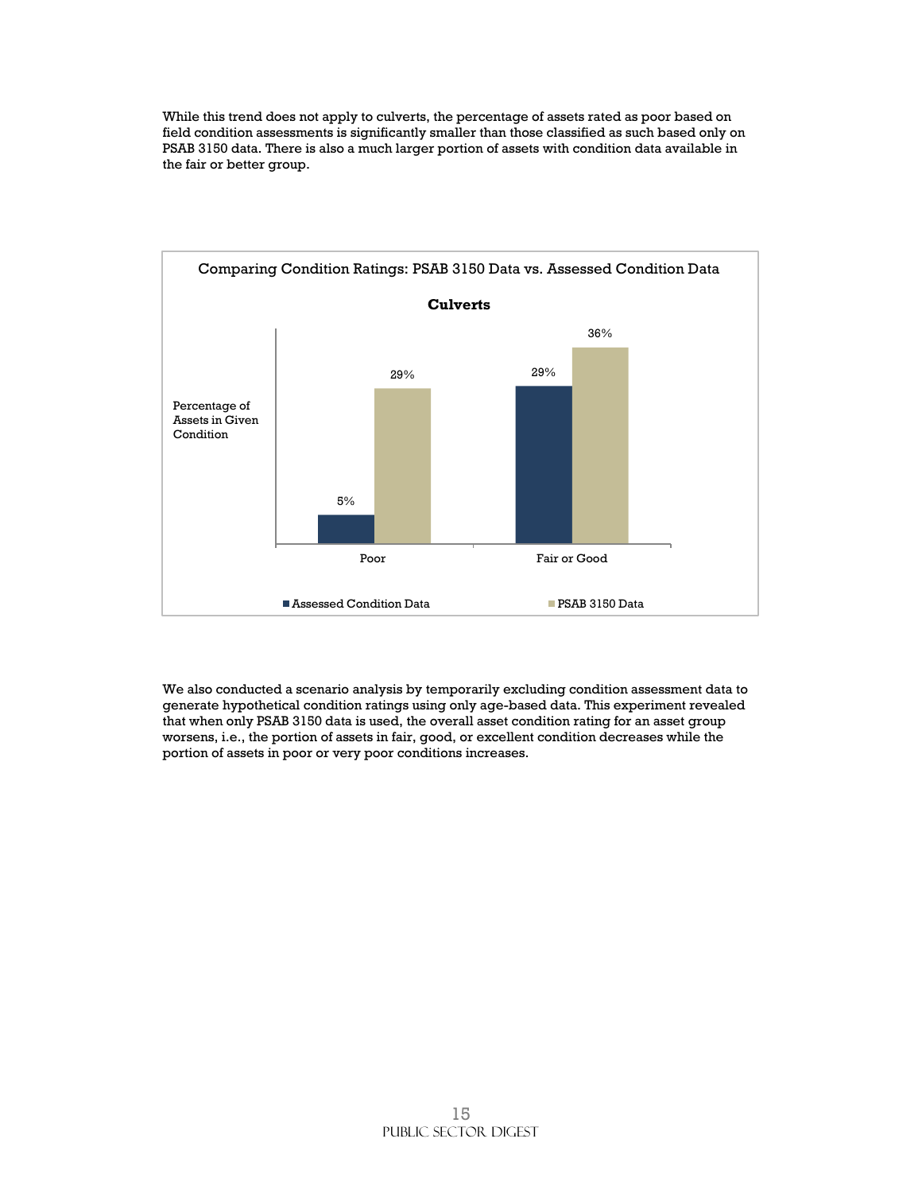While this trend does not apply to culverts, the percentage of assets rated as poor based on field condition assessments is significantly smaller than those classified as such based only on PSAB 3150 data. There is also a much larger portion of assets with condition data available in the fair or better group.

Comparing Condition Ratings: PSAB 3150 Data vs. Assessed Condition Data

**Culverts**

| Percentage of Assets in Given Condition | Assessed Condition Data | PSAB 3150 Data |
|---|---|---|
| Poor | 5% | 29% |
| Fair or Good | 29% | 36% |

We also conducted a scenario analysis by temporarily excluding condition assessment data to generate hypothetical condition ratings using only age-based data. This experiment revealed that when only PSAB 3150 data is used, the overall asset condition rating for an asset group worsens, i.e., the portion of assets in fair, good, or excellent condition decreases while the portion of assets in poor or very poor conditions increases.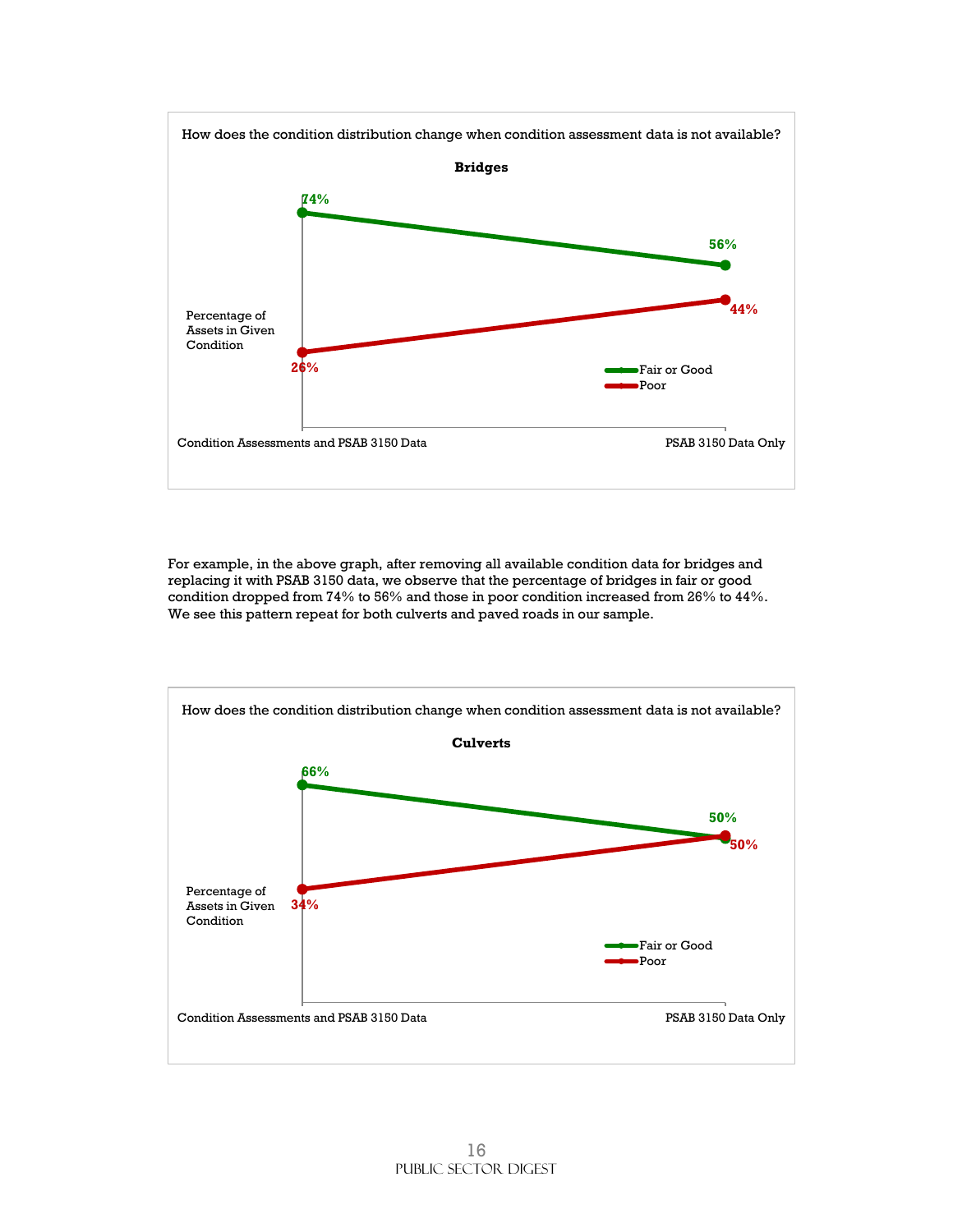How does the condition distribution change when condition assessment data is not available?

**Bridges**

| | Condition Assessments and PSAB 3150 Data | PSAB 3150 Data Only |
| --- | --- | --- |
| Fair or Good | 74% | 56% |
| Poor | 26% | 44% |

Percentage of Assets in Given Condition

For example, in the above graph, after removing all available condition data for bridges and replacing it with PSAB 3150 data, we observe that the percentage of bridges in fair or good condition dropped from 74% to 56% and those in poor condition increased from 26% to 44%. We see this pattern repeat for both culverts and paved roads in our sample.

How does the condition distribution change when condition assessment data is not available?

**Culverts**

| | Condition Assessments and PSAB 3150 Data | PSAB 3150 Data Only |
| --- | --- | --- |
| Fair or Good | 66% | 50% |
| Poor | 34% | 50% |

Percentage of Assets in Given Condition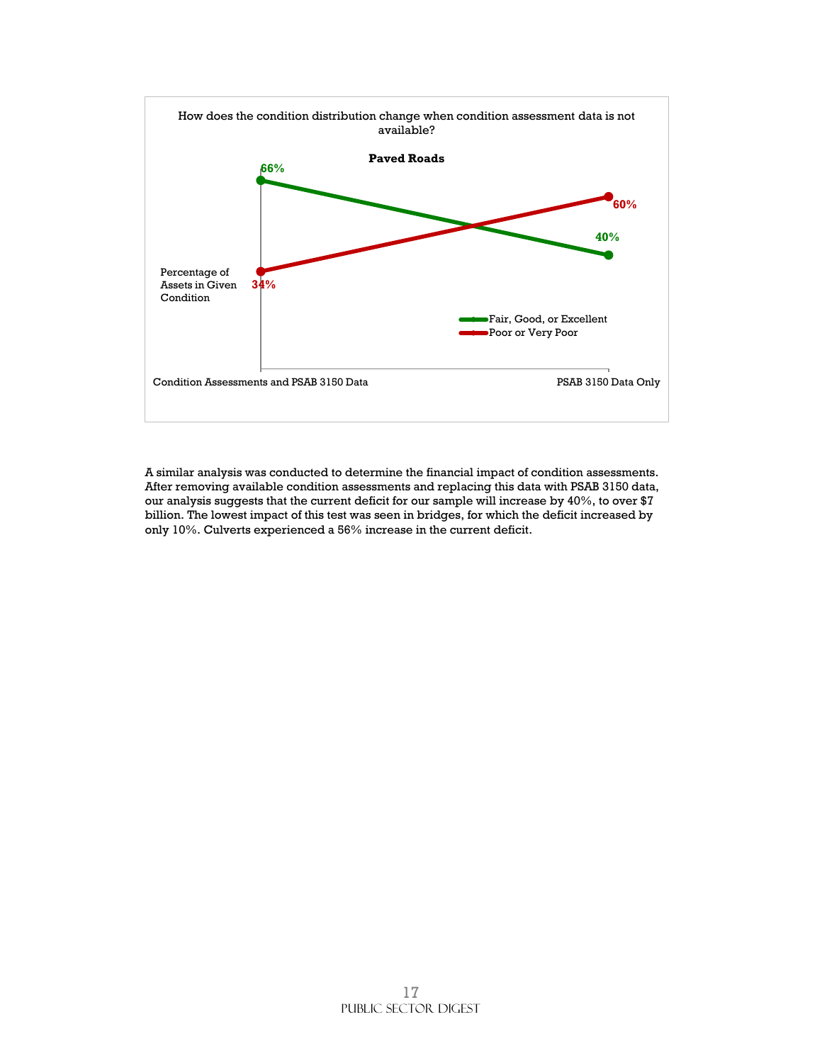How does the condition distribution change when condition assessment data is not available?

**Paved Roads**

| Percentage of Assets in Given Condition | Condition Assessments and PSAB 3150 Data | PSAB 3150 Data Only |
|---|---|---|
| Fair, Good, or Excellent | 66% | 40% |
| Poor or Very Poor | 34% | 60% |

A similar analysis was conducted to determine the financial impact of condition assessments. After removing available condition assessments and replacing this data with PSAB 3150 data, our analysis suggests that the current deficit for our sample will increase by 40%, to over $7 billion. The lowest impact of this test was seen in bridges, for which the deficit increased by only 10%. Culverts experienced a 56% increase in the current deficit.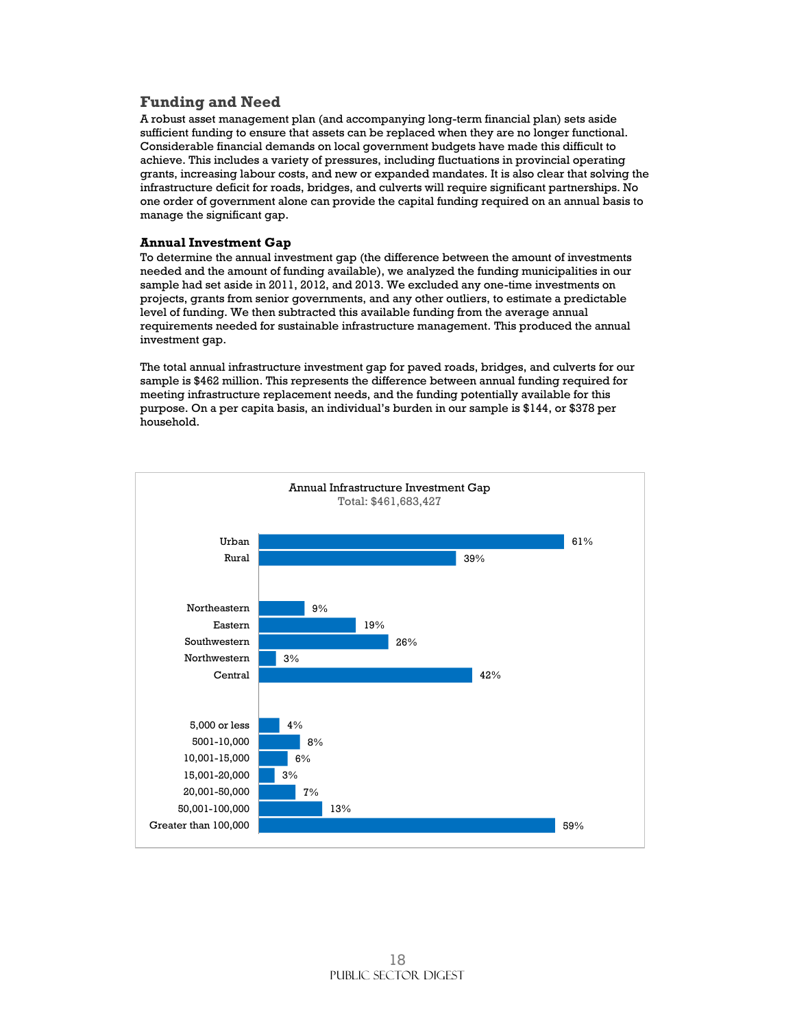## Funding and Need

A robust asset management plan (and accompanying long-term financial plan) sets aside sufficient funding to ensure that assets can be replaced when they are no longer functional. Considerable financial demands on local government budgets have made this difficult to achieve. This includes a variety of pressures, including fluctuations in provincial operating grants, increasing labour costs, and new or expanded mandates. It is also clear that solving the infrastructure deficit for roads, bridges, and culverts will require significant partnerships. No one order of government alone can provide the capital funding required on an annual basis to manage the significant gap.

### Annual Investment Gap

To determine the annual investment gap (the difference between the amount of investments needed and the amount of funding available), we analyzed the funding municipalities in our sample had set aside in 2011, 2012, and 2013. We excluded any one-time investments on projects, grants from senior governments, and any other outliers, to estimate a predictable level of funding. We then subtracted this available funding from the average annual requirements needed for sustainable infrastructure management. This produced the annual investment gap.

The total annual infrastructure investment gap for paved roads, bridges, and culverts for our sample is $462 million. This represents the difference between annual funding required for meeting infrastructure replacement needs, and the funding potentially available for this purpose. On a per capita basis, an individual's burden in our sample is $144, or $378 per household.

**Annual Infrastructure Investment Gap**
Total: $461,683,427

| Category | Share |
|---|---|
| Urban | 61% |
| Rural | 39% |
| Northeastern | 9% |
| Eastern | 19% |
| Southwestern | 26% |
| Northwestern | 3% |
| Central | 42% |
| 5,000 or less | 4% |
| 5001-10,000 | 8% |
| 10,001-15,000 | 6% |
| 15,001-20,000 | 3% |
| 20,001-50,000 | 7% |
| 50,001-100,000 | 13% |
| Greater than 100,000 | 59% |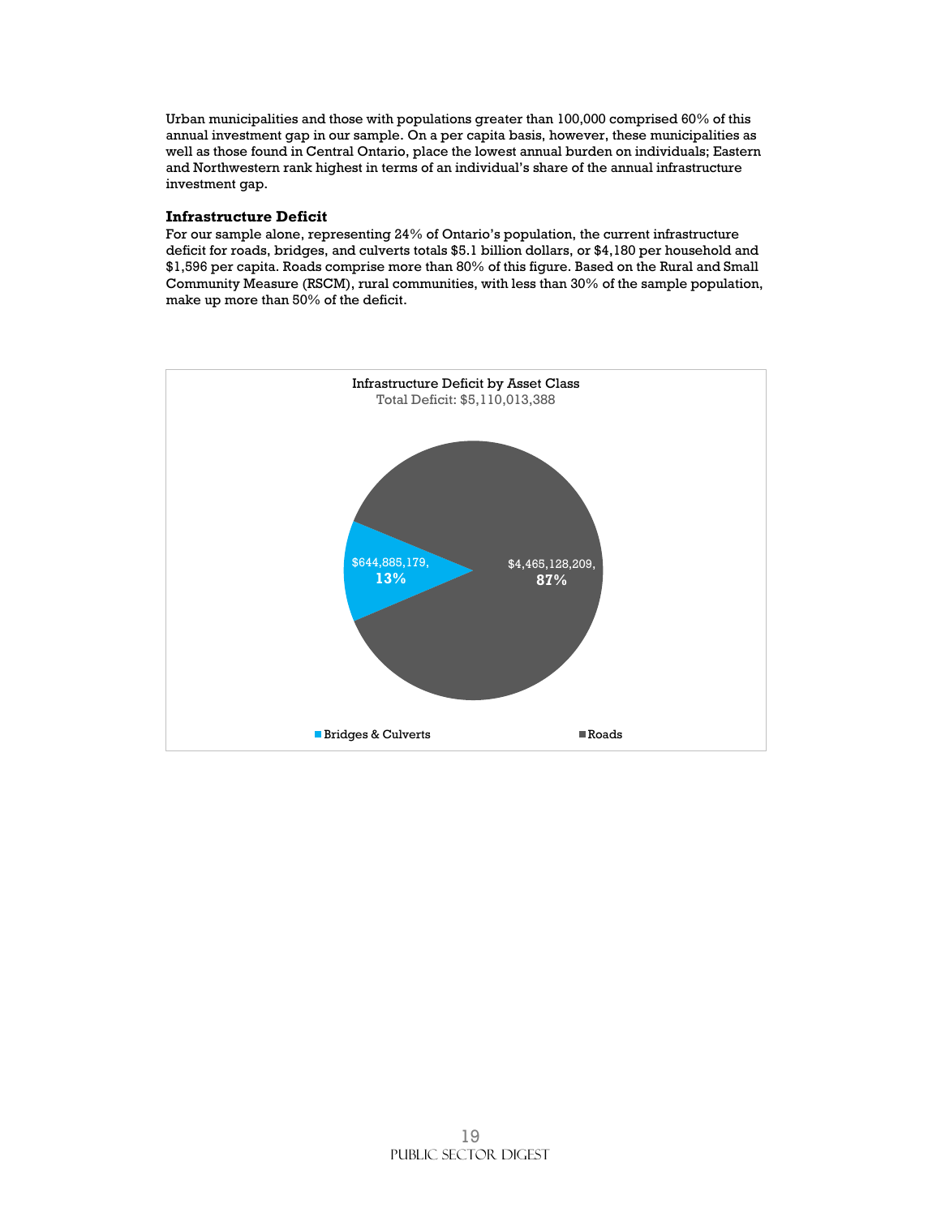Urban municipalities and those with populations greater than 100,000 comprised 60% of this annual investment gap in our sample. On a per capita basis, however, these municipalities as well as those found in Central Ontario, place the lowest annual burden on individuals; Eastern and Northwestern rank highest in terms of an individual's share of the annual infrastructure investment gap.

### Infrastructure Deficit

For our sample alone, representing 24% of Ontario's population, the current infrastructure deficit for roads, bridges, and culverts totals $5.1 billion dollars, or $4,180 per household and $1,596 per capita. Roads comprise more than 80% of this figure. Based on the Rural and Small Community Measure (RSCM), rural communities, with less than 30% of the sample population, make up more than 50% of the deficit.

Infrastructure Deficit by Asset Class

Total Deficit: $5,110,013,388

| Asset Class | Deficit | Share |
|---|---|---|
| Bridges & Culverts | $644,885,179 | 13% |
| Roads | $4,465,128,209 | 87% |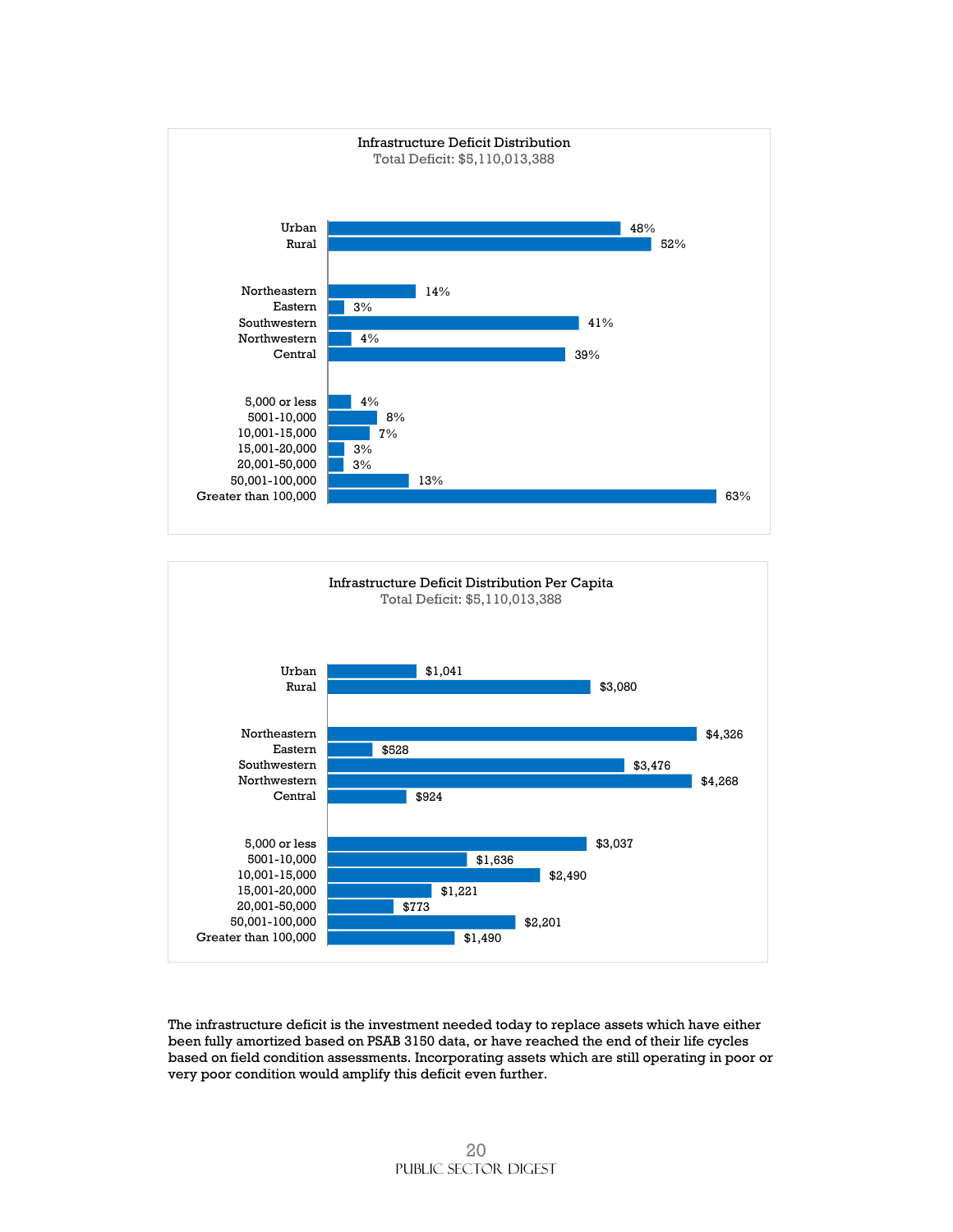**Infrastructure Deficit Distribution**
Total Deficit: $5,110,013,388

| Category | Share |
| --- | --- |
| Urban | 48% |
| Rural | 52% |
| Northeastern | 14% |
| Eastern | 3% |
| Southwestern | 41% |
| Northwestern | 4% |
| Central | 39% |
| 5,000 or less | 4% |
| 5001-10,000 | 8% |
| 10,001-15,000 | 7% |
| 15,001-20,000 | 3% |
| 20,001-50,000 | 3% |
| 50,001-100,000 | 13% |
| Greater than 100,000 | 63% |

**Infrastructure Deficit Distribution Per Capita**
Total Deficit: $5,110,013,388

| Category | Per Capita |
| --- | --- |
| Urban | $1,041 |
| Rural | $3,080 |
| Northeastern | $4,326 |
| Eastern | $528 |
| Southwestern | $3,476 |
| Northwestern | $4,268 |
| Central | $924 |
| 5,000 or less | $3,037 |
| 5001-10,000 | $1,636 |
| 10,001-15,000 | $2,490 |
| 15,001-20,000 | $1,221 |
| 20,001-50,000 | $773 |
| 50,001-100,000 | $2,201 |
| Greater than 100,000 | $1,490 |

The infrastructure deficit is the investment needed today to replace assets which have either been fully amortized based on PSAB 3150 data, or have reached the end of their life cycles based on field condition assessments. Incorporating assets which are still operating in poor or very poor condition would amplify this deficit even further.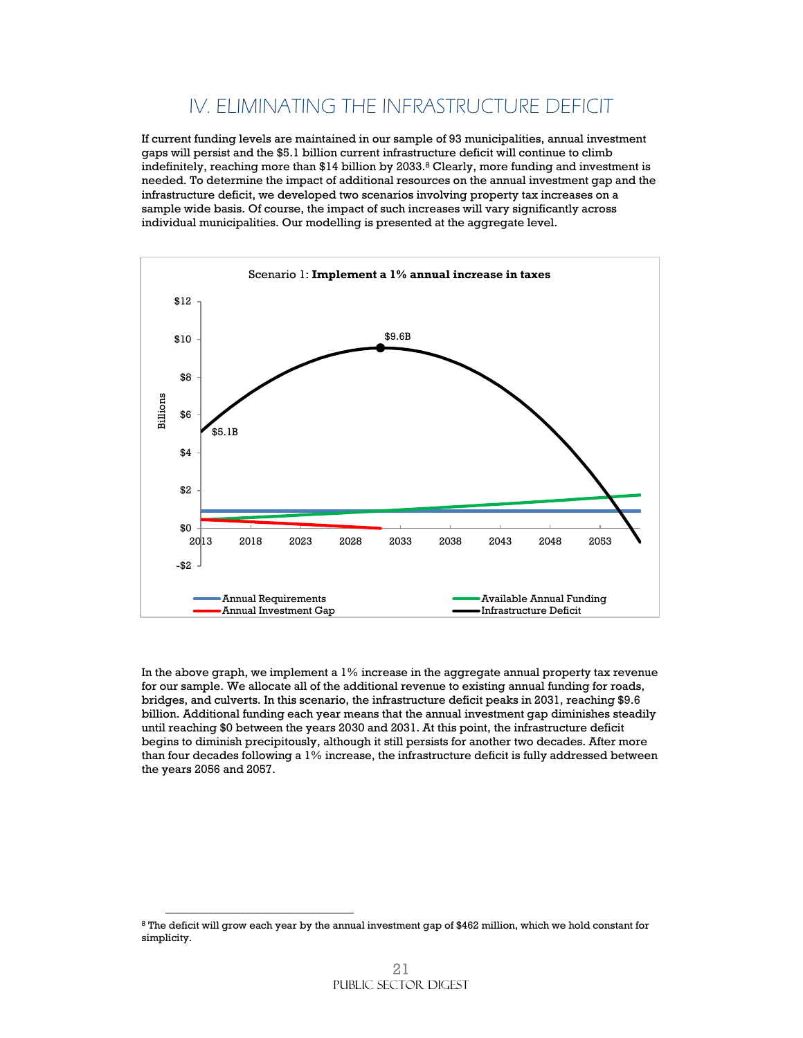# IV. ELIMINATING THE INFRASTRUCTURE DEFICIT

If current funding levels are maintained in our sample of 93 municipalities, annual investment gaps will persist and the $5.1 billion current infrastructure deficit will continue to climb indefinitely, reaching more than $14 billion by 2033.[8] Clearly, more funding and investment is needed. To determine the impact of additional resources on the annual investment gap and the infrastructure deficit, we developed two scenarios involving property tax increases on a sample wide basis. Of course, the impact of such increases will vary significantly across individual municipalities. Our modelling is presented at the aggregate level.

Scenario 1: **Implement a 1% annual increase in taxes**

In the above graph, we implement a 1% increase in the aggregate annual property tax revenue for our sample. We allocate all of the additional revenue to existing annual funding for roads, bridges, and culverts. In this scenario, the infrastructure deficit peaks in 2031, reaching $9.6 billion. Additional funding each year means that the annual investment gap diminishes steadily until reaching $0 between the years 2030 and 2031. At this point, the infrastructure deficit begins to diminish precipitously, although it still persists for another two decades. After more than four decades following a 1% increase, the infrastructure deficit is fully addressed between the years 2056 and 2057.

[8] The deficit will grow each year by the annual investment gap of $462 million, which we hold constant for simplicity.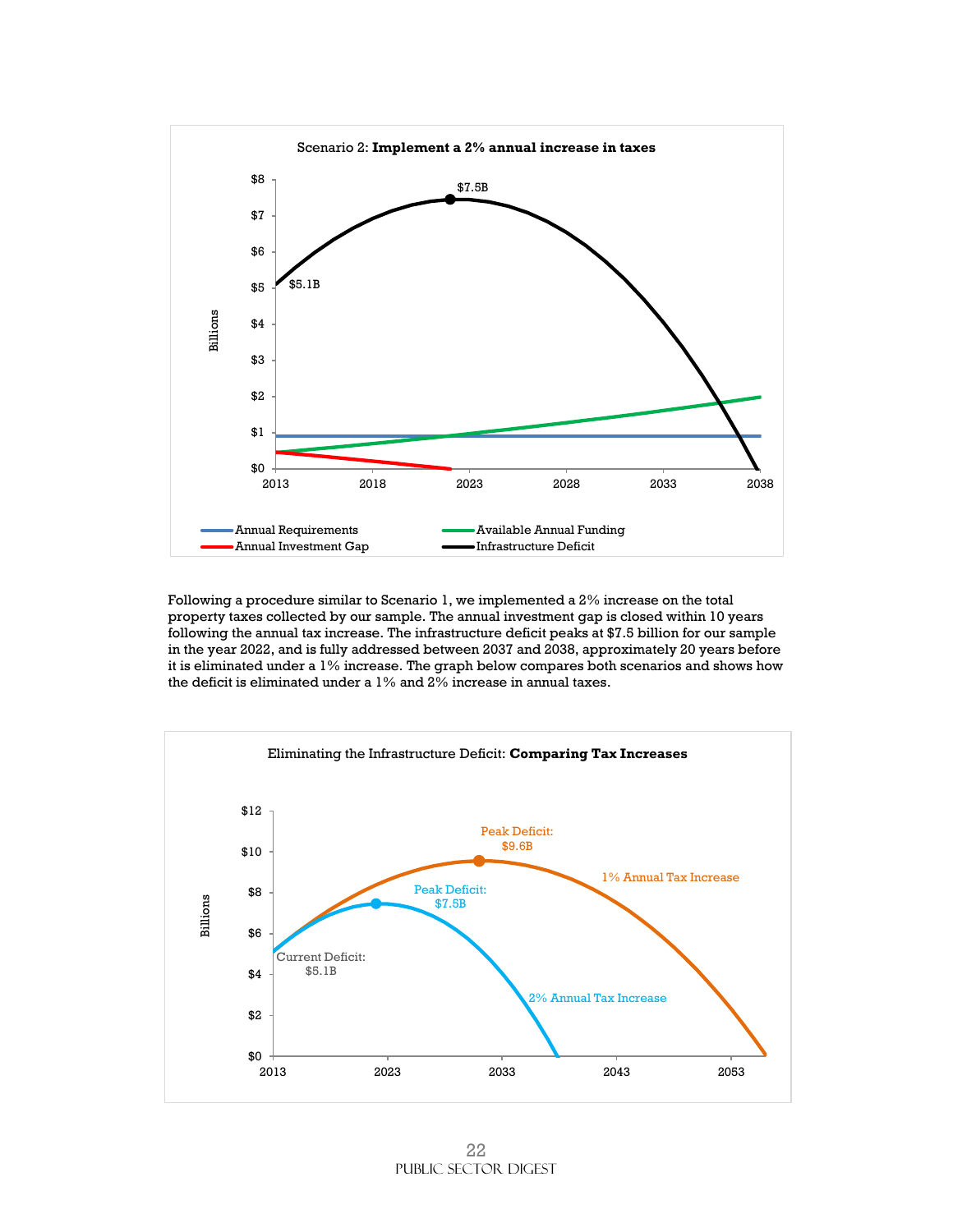Scenario 2: **Implement a 2% annual increase in taxes**

Following a procedure similar to Scenario 1, we implemented a 2% increase on the total property taxes collected by our sample. The annual investment gap is closed within 10 years following the annual tax increase. The infrastructure deficit peaks at $7.5 billion for our sample in the year 2022, and is fully addressed between 2037 and 2038, approximately 20 years before it is eliminated under a 1% increase. The graph below compares both scenarios and shows how the deficit is eliminated under a 1% and 2% increase in annual taxes.

Eliminating the Infrastructure Deficit: **Comparing Tax Increases**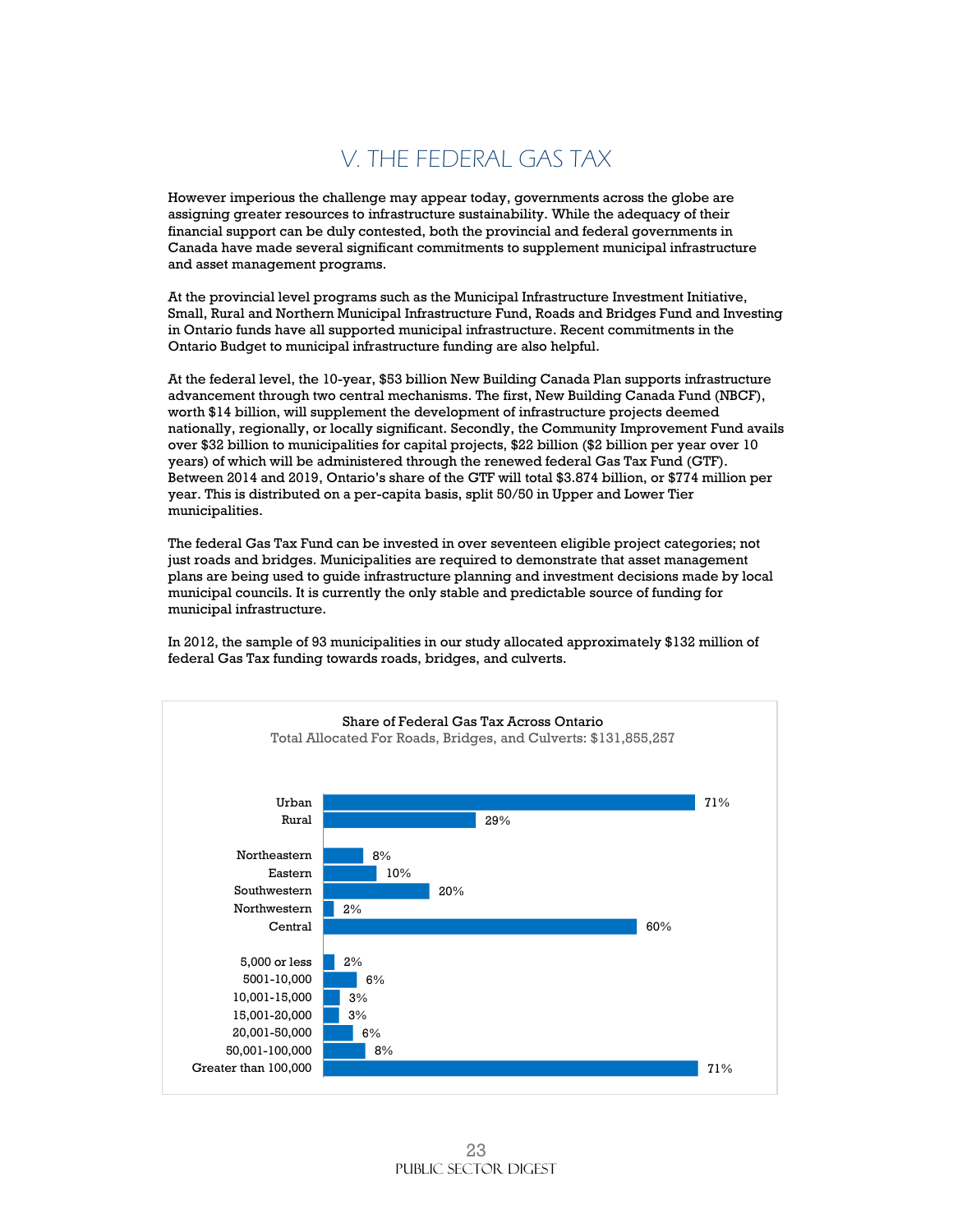# V. THE FEDERAL GAS TAX

However imperious the challenge may appear today, governments across the globe are assigning greater resources to infrastructure sustainability. While the adequacy of their financial support can be duly contested, both the provincial and federal governments in Canada have made several significant commitments to supplement municipal infrastructure and asset management programs.

At the provincial level programs such as the Municipal Infrastructure Investment Initiative, Small, Rural and Northern Municipal Infrastructure Fund, Roads and Bridges Fund and Investing in Ontario funds have all supported municipal infrastructure. Recent commitments in the Ontario Budget to municipal infrastructure funding are also helpful.

At the federal level, the 10-year, $53 billion New Building Canada Plan supports infrastructure advancement through two central mechanisms. The first, New Building Canada Fund (NBCF), worth $14 billion, will supplement the development of infrastructure projects deemed nationally, regionally, or locally significant. Secondly, the Community Improvement Fund avails over $32 billion to municipalities for capital projects, $22 billion ($2 billion per year over 10 years) of which will be administered through the renewed federal Gas Tax Fund (GTF). Between 2014 and 2019, Ontario's share of the GTF will total $3.874 billion, or $774 million per year. This is distributed on a per-capita basis, split 50/50 in Upper and Lower Tier municipalities.

The federal Gas Tax Fund can be invested in over seventeen eligible project categories; not just roads and bridges. Municipalities are required to demonstrate that asset management plans are being used to guide infrastructure planning and investment decisions made by local municipal councils. It is currently the only stable and predictable source of funding for municipal infrastructure.

In 2012, the sample of 93 municipalities in our study allocated approximately $132 million of federal Gas Tax funding towards roads, bridges, and culverts.

**Share of Federal Gas Tax Across Ontario**
Total Allocated For Roads, Bridges, and Culverts: $131,855,257

| Category | Share |
|---|---|
| Urban | 71% |
| Rural | 29% |
| Northeastern | 8% |
| Eastern | 10% |
| Southwestern | 20% |
| Northwestern | 2% |
| Central | 60% |
| 5,000 or less | 2% |
| 5001-10,000 | 6% |
| 10,001-15,000 | 3% |
| 15,001-20,000 | 3% |
| 20,001-50,000 | 6% |
| 50,001-100,000 | 8% |
| Greater than 100,000 | 71% |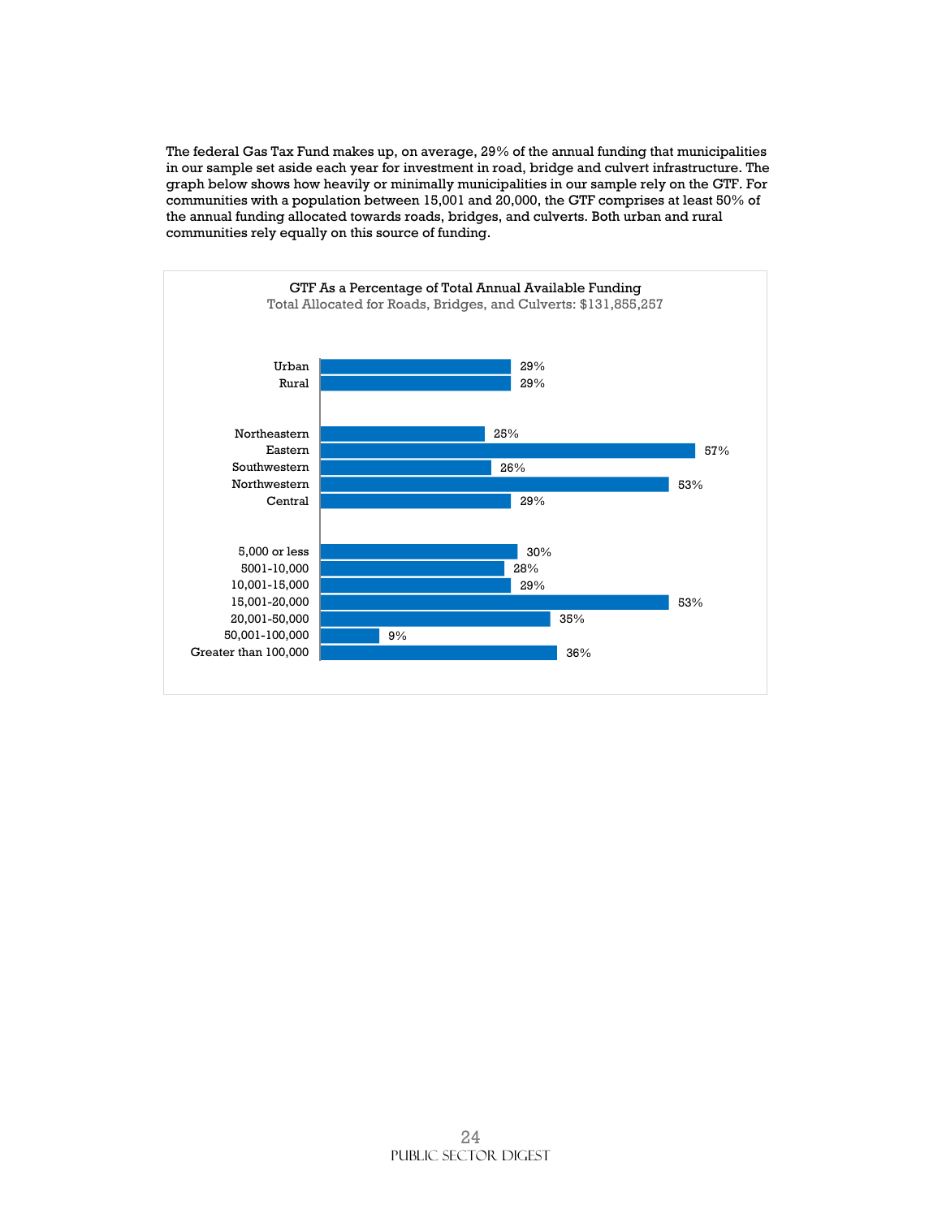The federal Gas Tax Fund makes up, on average, 29% of the annual funding that municipalities in our sample set aside each year for investment in road, bridge and culvert infrastructure. The graph below shows how heavily or minimally municipalities in our sample rely on the GTF. For communities with a population between 15,001 and 20,000, the GTF comprises at least 50% of the annual funding allocated towards roads, bridges, and culverts. Both urban and rural communities rely equally on this source of funding.

**GTF As a Percentage of Total Annual Available Funding**

Total Allocated for Roads, Bridges, and Culverts: $131,855,257

| Category | GTF % |
|---|---|
| Urban | 29% |
| Rural | 29% |
| Northeastern | 25% |
| Eastern | 57% |
| Southwestern | 26% |
| Northwestern | 53% |
| Central | 29% |
| 5,000 or less | 30% |
| 5001-10,000 | 28% |
| 10,001-15,000 | 29% |
| 15,001-20,000 | 53% |
| 20,001-50,000 | 35% |
| 50,001-100,000 | 9% |
| Greater than 100,000 | 36% |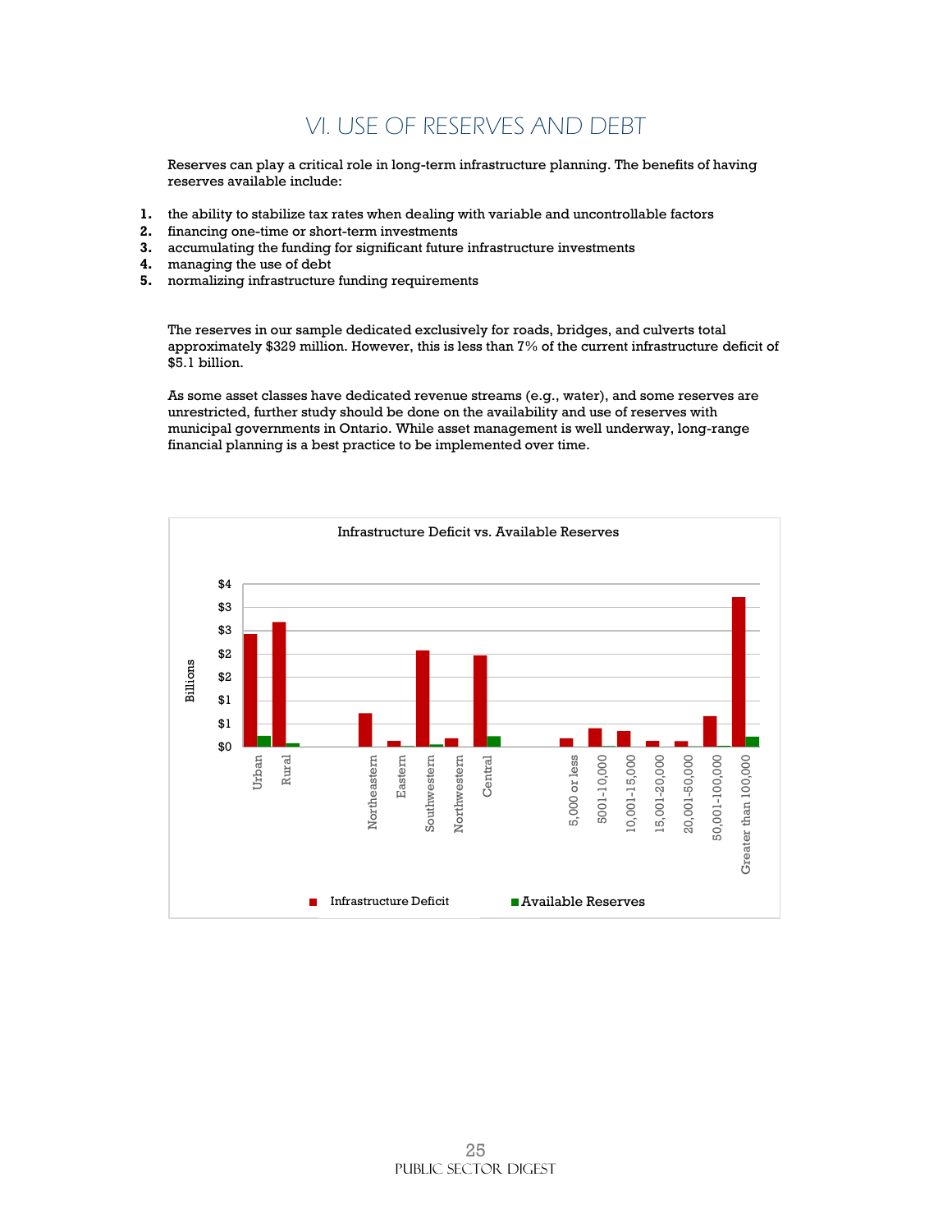# VI. USE OF RESERVES AND DEBT

Reserves can play a critical role in long-term infrastructure planning. The benefits of having reserves available include:

1. the ability to stabilize tax rates when dealing with variable and uncontrollable factors
2. financing one-time or short-term investments
3. accumulating the funding for significant future infrastructure investments
4. managing the use of debt
5. normalizing infrastructure funding requirements

The reserves in our sample dedicated exclusively for roads, bridges, and culverts total approximately $329 million. However, this is less than 7% of the current infrastructure deficit of $5.1 billion.

As some asset classes have dedicated revenue streams (e.g., water), and some reserves are unrestricted, further study should be done on the availability and use of reserves with municipal governments in Ontario. While asset management is well underway, long-range financial planning is a best practice to be implemented over time.

Infrastructure Deficit vs. Available Reserves

Billions: $4, $3, $3, $2, $2, $1, $1, $0

Urban, Rural, Northeastern, Eastern, Southwestern, Northwestern, Central, 5,000 or less, 5001-10,000, 10,001-15,000, 15,001-20,000, 20,001-50,000, 50,001-100,000, Greater than 100,000

Infrastructure Deficit | Available Reserves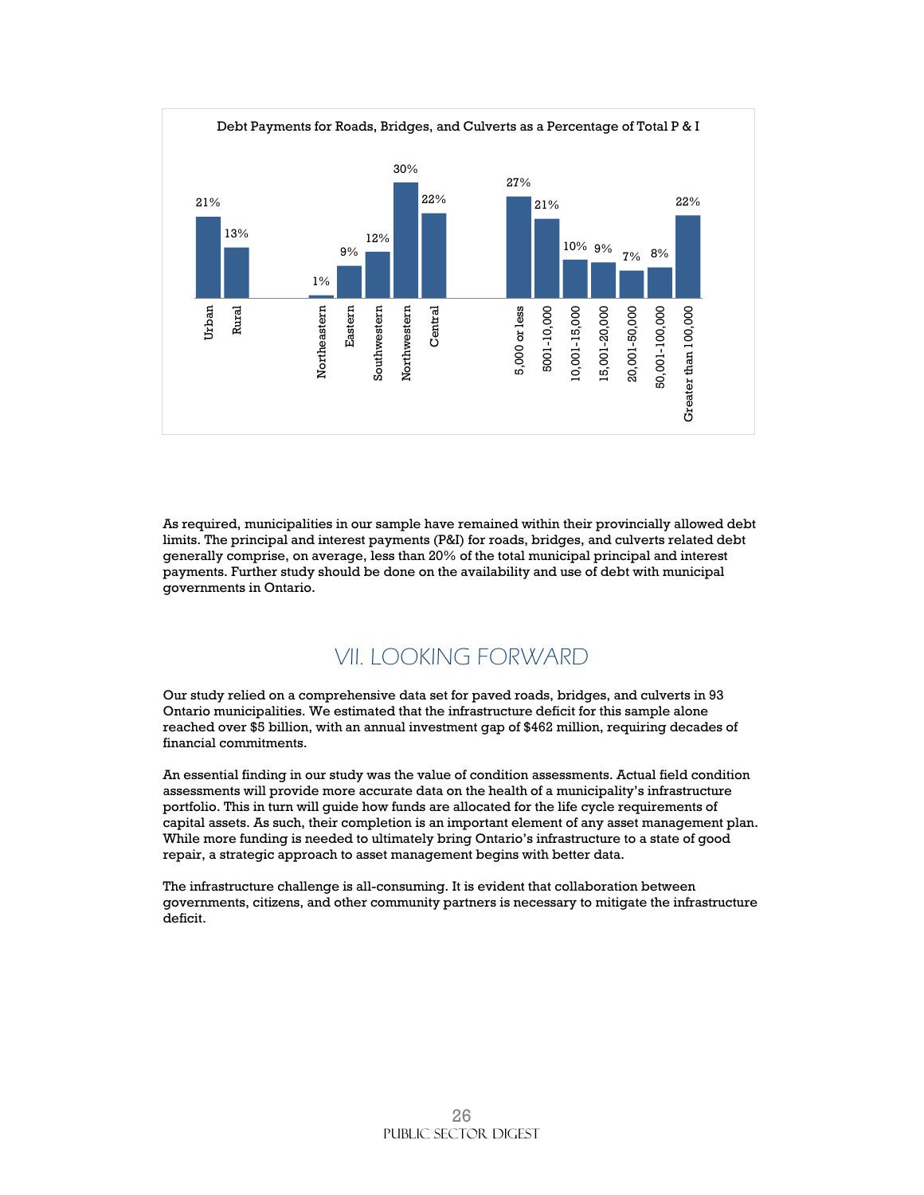Debt Payments for Roads, Bridges, and Culverts as a Percentage of Total P & I

| Category | Percentage |
|---|---|
| Urban | 21% |
| Rural | 13% |
| Northeastern | 1% |
| Eastern | 9% |
| Southwestern | 12% |
| Northwestern | 30% |
| Central | 22% |
| 5,000 or less | 27% |
| 5001-10,000 | 21% |
| 10,001-15,000 | 10% |
| 15,001-20,000 | 9% |
| 20,001-50,000 | 7% |
| 50,001-100,000 | 8% |
| Greater than 100,000 | 22% |

As required, municipalities in our sample have remained within their provincially allowed debt limits. The principal and interest payments (P&I) for roads, bridges, and culverts related debt generally comprise, on average, less than 20% of the total municipal principal and interest payments. Further study should be done on the availability and use of debt with municipal governments in Ontario.

## VII. LOOKING FORWARD

Our study relied on a comprehensive data set for paved roads, bridges, and culverts in 93 Ontario municipalities. We estimated that the infrastructure deficit for this sample alone reached over $5 billion, with an annual investment gap of $462 million, requiring decades of financial commitments.

An essential finding in our study was the value of condition assessments. Actual field condition assessments will provide more accurate data on the health of a municipality's infrastructure portfolio. This in turn will guide how funds are allocated for the life cycle requirements of capital assets. As such, their completion is an important element of any asset management plan. While more funding is needed to ultimately bring Ontario's infrastructure to a state of good repair, a strategic approach to asset management begins with better data.

The infrastructure challenge is all-consuming. It is evident that collaboration between governments, citizens, and other community partners is necessary to mitigate the infrastructure deficit.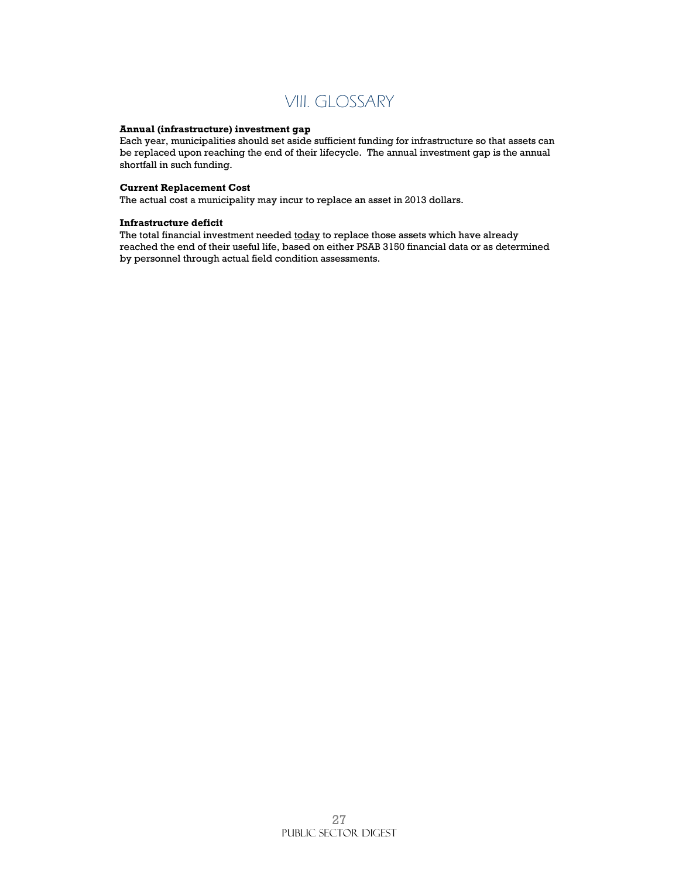# VIII. GLOSSARY

**Annual (infrastructure) investment gap**
Each year, municipalities should set aside sufficient funding for infrastructure so that assets can be replaced upon reaching the end of their lifecycle. The annual investment gap is the annual shortfall in such funding.

**Current Replacement Cost**
The actual cost a municipality may incur to replace an asset in 2013 dollars.

**Infrastructure deficit**
The total financial investment needed <u>today</u> to replace those assets which have already reached the end of their useful life, based on either PSAB 3150 financial data or as determined by personnel through actual field condition assessments.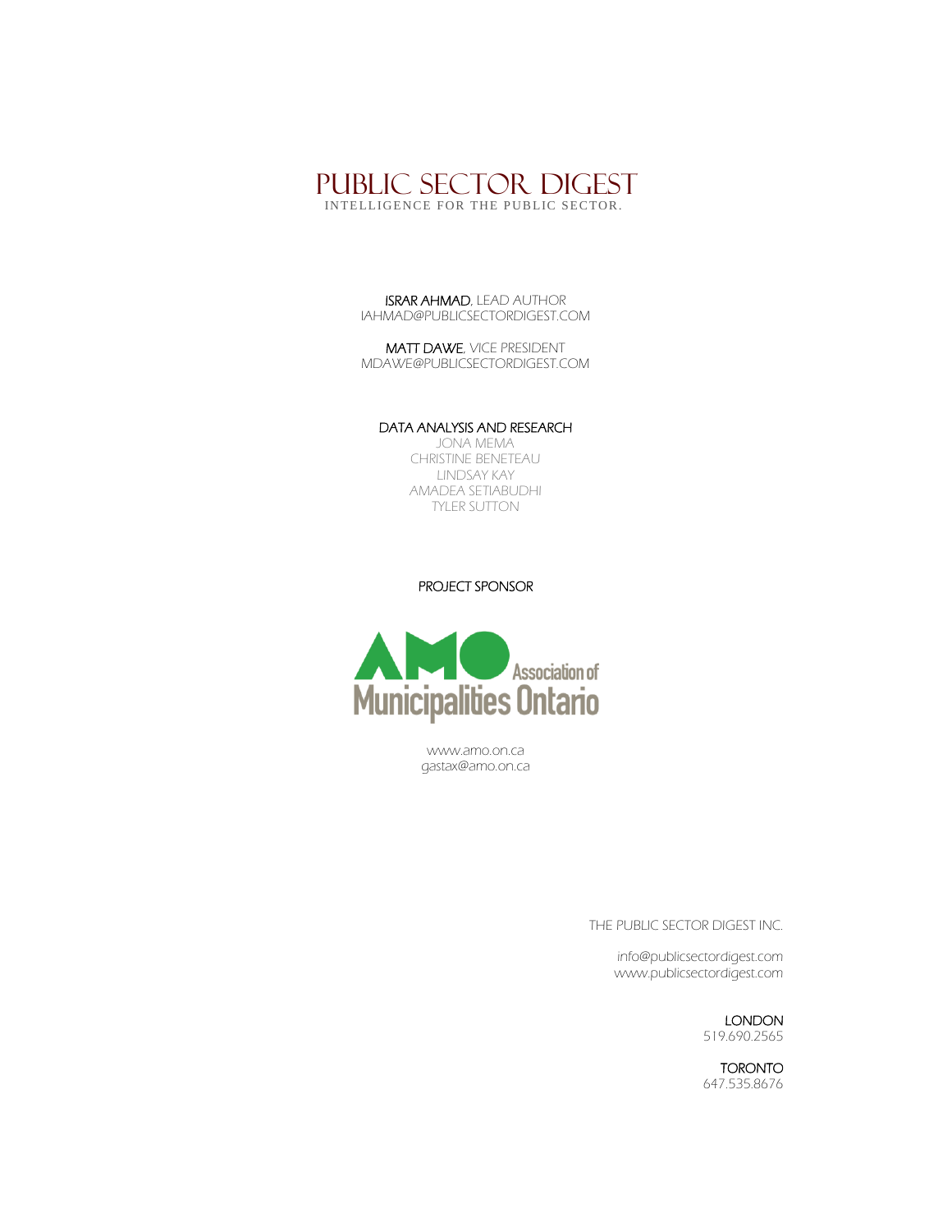# PUBLIC SECTOR DIGEST

INTELLIGENCE FOR THE PUBLIC SECTOR.

ISRAR AHMAD, *LEAD AUTHOR*
IAHMAD@PUBLICSECTORDIGEST.COM

MATT DAWE, *VICE PRESIDENT*
MDAWE@PUBLICSECTORDIGEST.COM

DATA ANALYSIS AND RESEARCH
JONA MEMA
CHRISTINE BENETEAU
LINDSAY KAY
AMADEA SETIABUDHI
TYLER SUTTON

PROJECT SPONSOR

AMO Association of Municipalities Ontario

www.amo.on.ca
gastax@amo.on.ca

THE PUBLIC SECTOR DIGEST INC.

*info@publicsectordigest.com*
*www.publicsectordigest.com*

LONDON
519.690.2565

TORONTO
647.535.8676